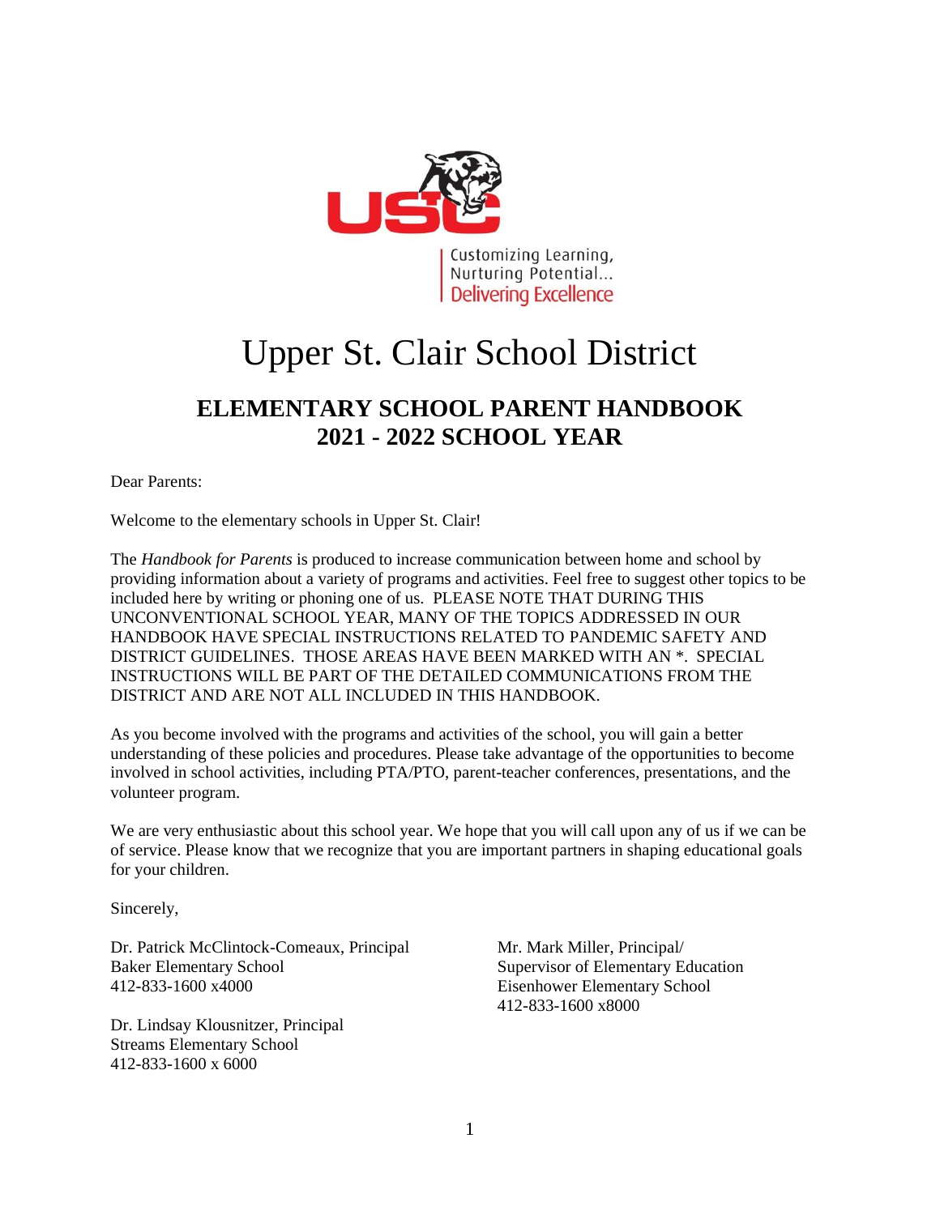Customizing Learning,
Nurturing Potential...
Delivering Excellence

# Upper St. Clair School District

## ELEMENTARY SCHOOL PARENT HANDBOOK 2021 - 2022 SCHOOL YEAR

Dear Parents:

Welcome to the elementary schools in Upper St. Clair!

The *Handbook for Parents* is produced to increase communication between home and school by providing information about a variety of programs and activities. Feel free to suggest other topics to be included here by writing or phoning one of us. PLEASE NOTE THAT DURING THIS UNCONVENTIONAL SCHOOL YEAR, MANY OF THE TOPICS ADDRESSED IN OUR HANDBOOK HAVE SPECIAL INSTRUCTIONS RELATED TO PANDEMIC SAFETY AND DISTRICT GUIDELINES. THOSE AREAS HAVE BEEN MARKED WITH AN *. SPECIAL INSTRUCTIONS WILL BE PART OF THE DETAILED COMMUNICATIONS FROM THE DISTRICT AND ARE NOT ALL INCLUDED IN THIS HANDBOOK.

As you become involved with the programs and activities of the school, you will gain a better understanding of these policies and procedures. Please take advantage of the opportunities to become involved in school activities, including PTA/PTO, parent-teacher conferences, presentations, and the volunteer program.

We are very enthusiastic about this school year. We hope that you will call upon any of us if we can be of service. Please know that we recognize that you are important partners in shaping educational goals for your children.

Sincerely,

Dr. Patrick McClintock-Comeaux, Principal
Baker Elementary School
412-833-1600 x4000

Dr. Lindsay Klousnitzer, Principal
Streams Elementary School
412-833-1600 x 6000

Mr. Mark Miller, Principal/
Supervisor of Elementary Education
Eisenhower Elementary School
412-833-1600 x8000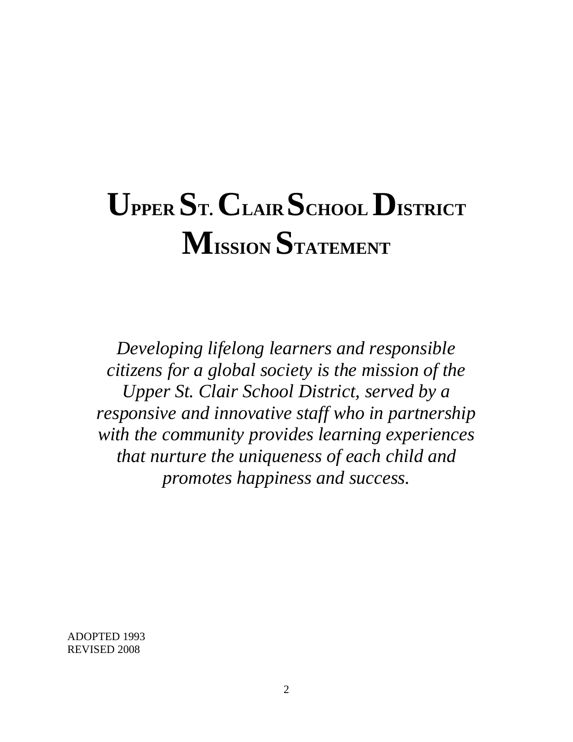# UPPER ST. CLAIR SCHOOL DISTRICT MISSION STATEMENT

*Developing lifelong learners and responsible citizens for a global society is the mission of the Upper St. Clair School District, served by a responsive and innovative staff who in partnership with the community provides learning experiences that nurture the uniqueness of each child and promotes happiness and success.*

ADOPTED 1993
REVISED 2008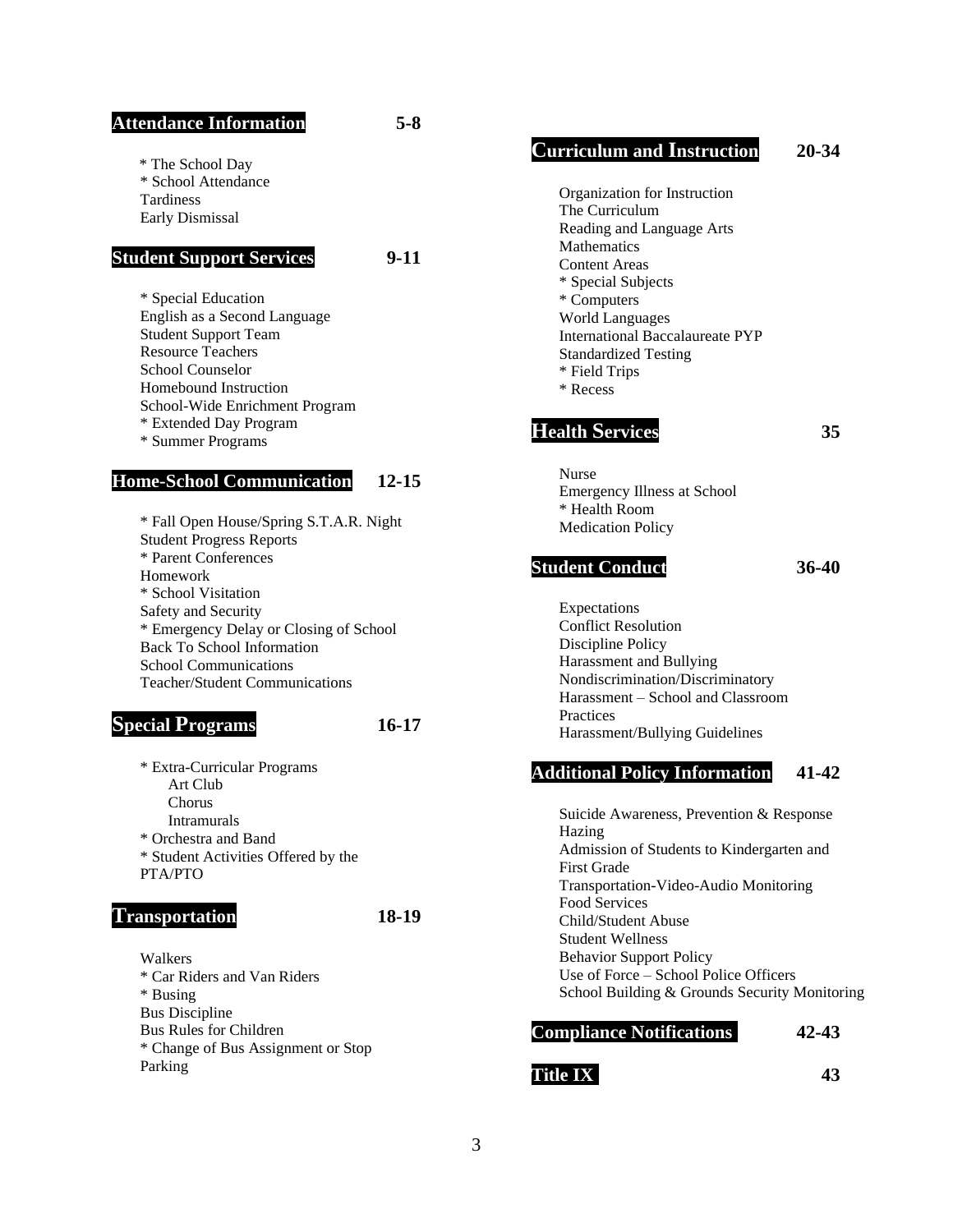**Attendance Information** 5-8

* The School Day
* School Attendance
Tardiness
Early Dismissal

**Student Support Services** 9-11

* Special Education
English as a Second Language
Student Support Team
Resource Teachers
School Counselor
Homebound Instruction
School-Wide Enrichment Program
* Extended Day Program
* Summer Programs

**Home-School Communication** 12-15

* Fall Open House/Spring S.T.A.R. Night
Student Progress Reports
* Parent Conferences
Homework
* School Visitation
Safety and Security
* Emergency Delay or Closing of School
Back To School Information
School Communications
Teacher/Student Communications

**Special Programs** 16-17

* Extra-Curricular Programs
  Art Club
  Chorus
  Intramurals
* Orchestra and Band
* Student Activities Offered by the PTA/PTO

**Transportation** 18-19

Walkers
* Car Riders and Van Riders
* Busing
Bus Discipline
Bus Rules for Children
* Change of Bus Assignment or Stop
Parking

**Curriculum and Instruction** 20-34

Organization for Instruction
The Curriculum
Reading and Language Arts
Mathematics
Content Areas
* Special Subjects
* Computers
World Languages
International Baccalaureate PYP
Standardized Testing
* Field Trips
* Recess

**Health Services** 35

Nurse
Emergency Illness at School
* Health Room
Medication Policy

**Student Conduct** 36-40

Expectations
Conflict Resolution
Discipline Policy
Harassment and Bullying
Nondiscrimination/Discriminatory Harassment – School and Classroom Practices
Harassment/Bullying Guidelines

**Additional Policy Information** 41-42

Suicide Awareness, Prevention & Response
Hazing
Admission of Students to Kindergarten and First Grade
Transportation-Video-Audio Monitoring
Food Services
Child/Student Abuse
Student Wellness
Behavior Support Policy
Use of Force – School Police Officers
School Building & Grounds Security Monitoring

**Compliance Notifications** 42-43

**Title IX** 43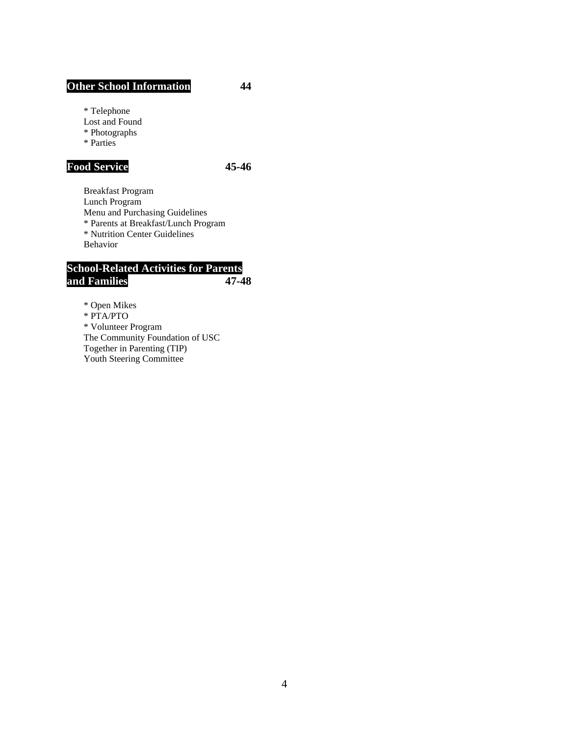**Other School Information** **44**

* Telephone
Lost and Found
* Photographs
* Parties

**Food Service** **45-46**

Breakfast Program
Lunch Program
Menu and Purchasing Guidelines
* Parents at Breakfast/Lunch Program
* Nutrition Center Guidelines
Behavior

**School-Related Activities for Parents and Families** **47-48**

* Open Mikes
* PTA/PTO
* Volunteer Program
The Community Foundation of USC
Together in Parenting (TIP)
Youth Steering Committee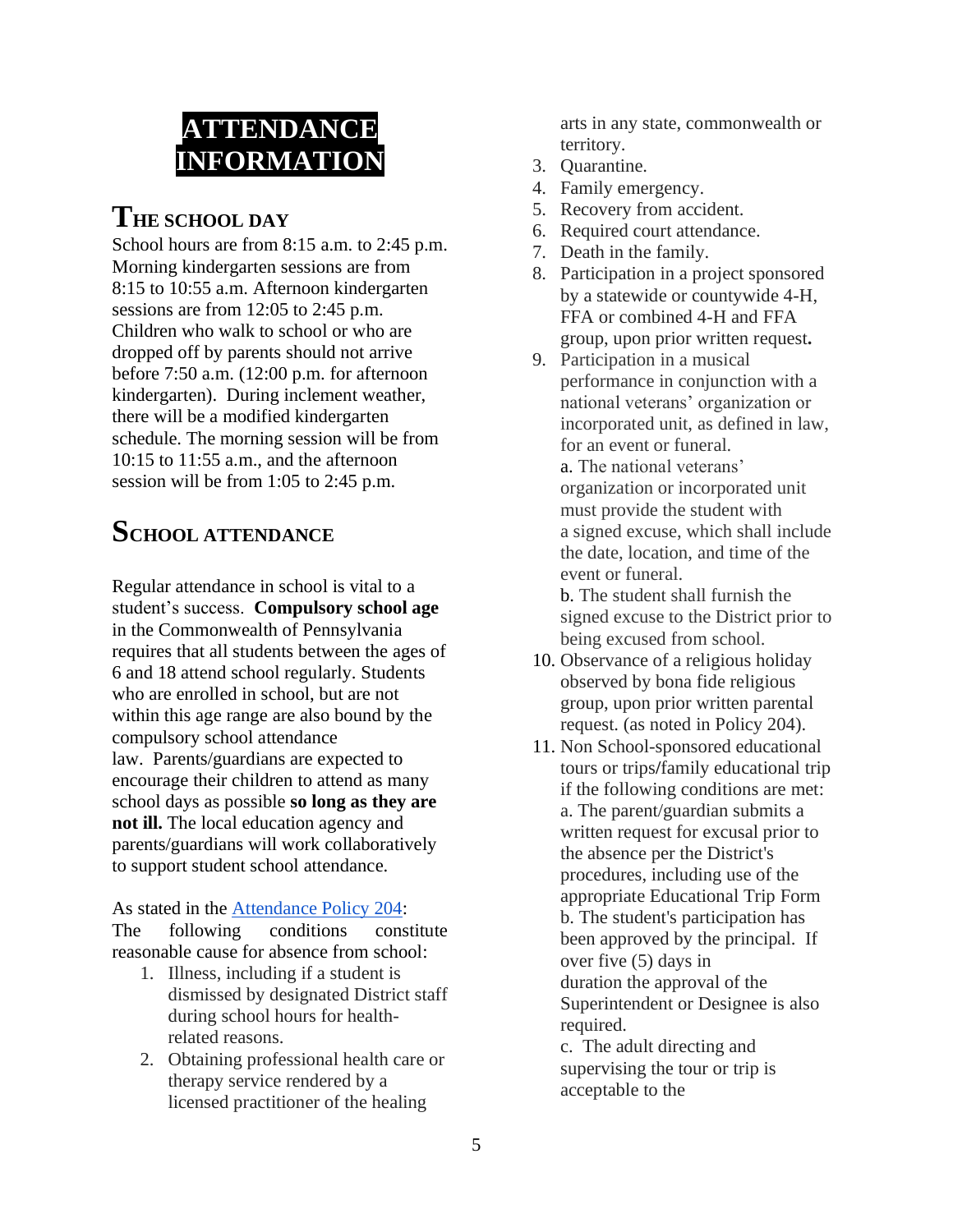# ATTENDANCE INFORMATION

## THE SCHOOL DAY

School hours are from 8:15 a.m. to 2:45 p.m. Morning kindergarten sessions are from 8:15 to 10:55 a.m. Afternoon kindergarten sessions are from 12:05 to 2:45 p.m. Children who walk to school or who are dropped off by parents should not arrive before 7:50 a.m. (12:00 p.m. for afternoon kindergarten). During inclement weather, there will be a modified kindergarten schedule. The morning session will be from 10:15 to 11:55 a.m., and the afternoon session will be from 1:05 to 2:45 p.m.

## SCHOOL ATTENDANCE

Regular attendance in school is vital to a student's success. **Compulsory school age** in the Commonwealth of Pennsylvania requires that all students between the ages of 6 and 18 attend school regularly. Students who are enrolled in school, but are not within this age range are also bound by the compulsory school attendance law. Parents/guardians are expected to encourage their children to attend as many school days as possible **so long as they are not ill.** The local education agency and parents/guardians will work collaboratively to support student school attendance.

As stated in the Attendance Policy 204:
The following conditions constitute reasonable cause for absence from school:

1. Illness, including if a student is dismissed by designated District staff during school hours for health-related reasons.
2. Obtaining professional health care or therapy service rendered by a licensed practitioner of the healing arts in any state, commonwealth or territory.
3. Quarantine.
4. Family emergency.
5. Recovery from accident.
6. Required court attendance.
7. Death in the family.
8. Participation in a project sponsored by a statewide or countywide 4-H, FFA or combined 4-H and FFA group, upon prior written request**.**
9. Participation in a musical performance in conjunction with a national veterans' organization or incorporated unit, as defined in law, for an event or funeral.
   a. The national veterans' organization or incorporated unit must provide the student with a signed excuse, which shall include the date, location, and time of the event or funeral.
   b. The student shall furnish the signed excuse to the District prior to being excused from school.
10. Observance of a religious holiday observed by bona fide religious group, upon prior written parental request. (as noted in Policy 204).
11. Non School-sponsored educational tours or trips/family educational trip if the following conditions are met:
    a. The parent/guardian submits a written request for excusal prior to the absence per the District's procedures, including use of the appropriate Educational Trip Form
    b. The student's participation has been approved by the principal. If over five (5) days in duration the approval of the Superintendent or Designee is also required.
    c. The adult directing and supervising the tour or trip is acceptable to the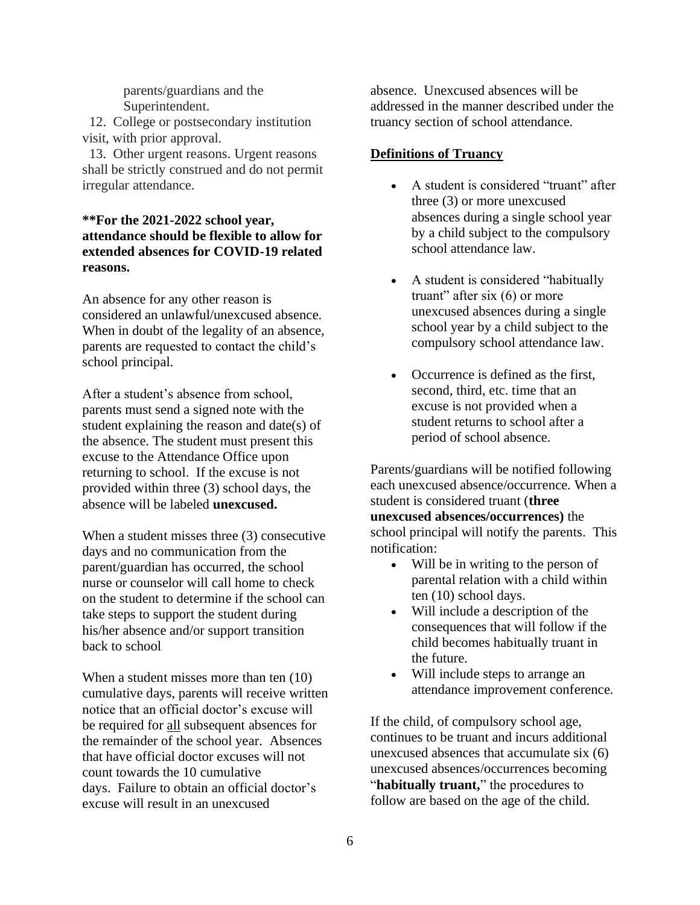parents/guardians and the Superintendent.

12. College or postsecondary institution visit, with prior approval.

13. Other urgent reasons. Urgent reasons shall be strictly construed and do not permit irregular attendance.

**\*\*For the 2021-2022 school year, attendance should be flexible to allow for extended absences for COVID-19 related reasons.**

An absence for any other reason is considered an unlawful/unexcused absence. When in doubt of the legality of an absence, parents are requested to contact the child's school principal.

After a student's absence from school, parents must send a signed note with the student explaining the reason and date(s) of the absence. The student must present this excuse to the Attendance Office upon returning to school. If the excuse is not provided within three (3) school days, the absence will be labeled **unexcused.**

When a student misses three (3) consecutive days and no communication from the parent/guardian has occurred, the school nurse or counselor will call home to check on the student to determine if the school can take steps to support the student during his/her absence and/or support transition back to school

When a student misses more than ten (10) cumulative days, parents will receive written notice that an official doctor's excuse will be required for <u>all</u> subsequent absences for the remainder of the school year. Absences that have official doctor excuses will not count towards the 10 cumulative days. Failure to obtain an official doctor's excuse will result in an unexcused absence. Unexcused absences will be addressed in the manner described under the truancy section of school attendance.

**<u>Definitions of Truancy</u>**

- A student is considered "truant" after three (3) or more unexcused absences during a single school year by a child subject to the compulsory school attendance law.
- A student is considered "habitually truant" after six (6) or more unexcused absences during a single school year by a child subject to the compulsory school attendance law.
- Occurrence is defined as the first, second, third, etc. time that an excuse is not provided when a student returns to school after a period of school absence.

Parents/guardians will be notified following each unexcused absence/occurrence. When a student is considered truant (**three unexcused absences/occurrences)** the school principal will notify the parents. This notification:

- Will be in writing to the person of parental relation with a child within ten (10) school days.
- Will include a description of the consequences that will follow if the child becomes habitually truant in the future.
- Will include steps to arrange an attendance improvement conference.

If the child, of compulsory school age, continues to be truant and incurs additional unexcused absences that accumulate six (6) unexcused absences/occurrences becoming "**habitually truant,**" the procedures to follow are based on the age of the child.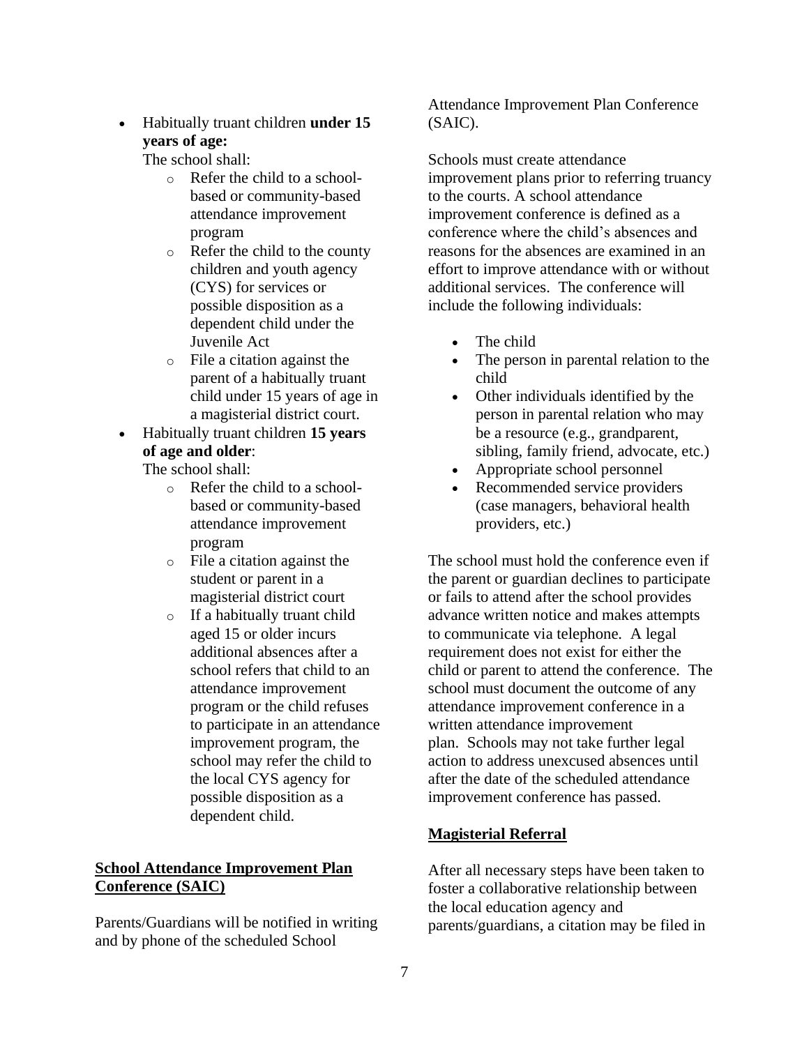- Habitually truant children **under 15 years of age:**
  The school shall:
  - Refer the child to a school-based or community-based attendance improvement program
  - Refer the child to the county children and youth agency (CYS) for services or possible disposition as a dependent child under the Juvenile Act
  - File a citation against the parent of a habitually truant child under 15 years of age in a magisterial district court.
- Habitually truant children **15 years of age and older**:
  The school shall:
  - Refer the child to a school-based or community-based attendance improvement program
  - File a citation against the student or parent in a magisterial district court
  - If a habitually truant child aged 15 or older incurs additional absences after a school refers that child to an attendance improvement program or the child refuses to participate in an attendance improvement program, the school may refer the child to the local CYS agency for possible disposition as a dependent child.

**School Attendance Improvement Plan Conference (SAIC)**

Parents/Guardians will be notified in writing and by phone of the scheduled School Attendance Improvement Plan Conference (SAIC).

Schools must create attendance improvement plans prior to referring truancy to the courts. A school attendance improvement conference is defined as a conference where the child's absences and reasons for the absences are examined in an effort to improve attendance with or without additional services. The conference will include the following individuals:

- The child
- The person in parental relation to the child
- Other individuals identified by the person in parental relation who may be a resource (e.g., grandparent, sibling, family friend, advocate, etc.)
- Appropriate school personnel
- Recommended service providers (case managers, behavioral health providers, etc.)

The school must hold the conference even if the parent or guardian declines to participate or fails to attend after the school provides advance written notice and makes attempts to communicate via telephone. A legal requirement does not exist for either the child or parent to attend the conference. The school must document the outcome of any attendance improvement conference in a written attendance improvement plan. Schools may not take further legal action to address unexcused absences until after the date of the scheduled attendance improvement conference has passed.

**Magisterial Referral**

After all necessary steps have been taken to foster a collaborative relationship between the local education agency and parents/guardians, a citation may be filed in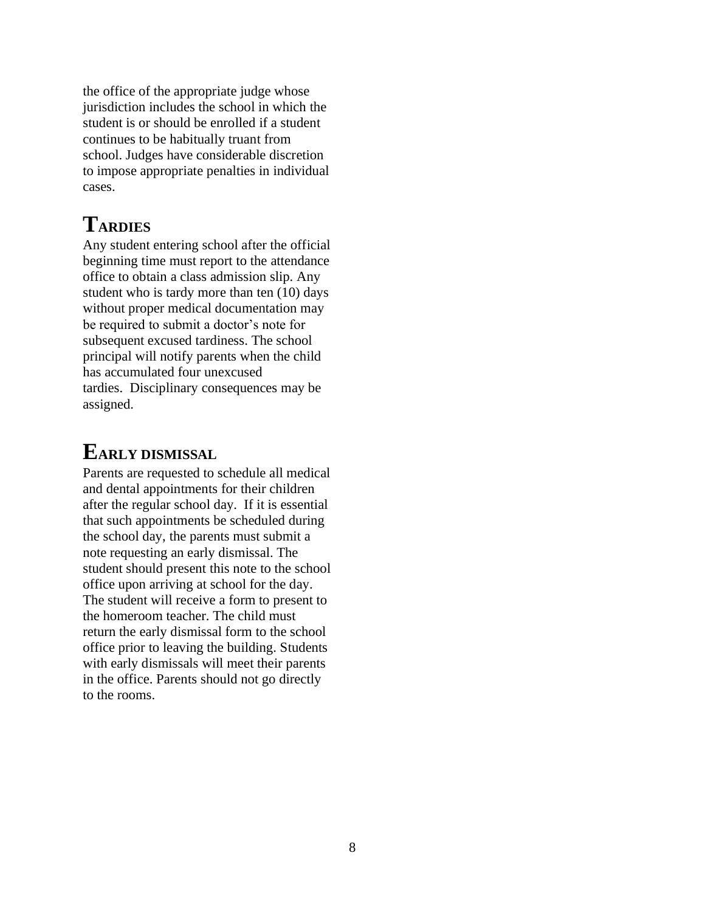the office of the appropriate judge whose jurisdiction includes the school in which the student is or should be enrolled if a student continues to be habitually truant from school. Judges have considerable discretion to impose appropriate penalties in individual cases.

## TARDIES

Any student entering school after the official beginning time must report to the attendance office to obtain a class admission slip. Any student who is tardy more than ten (10) days without proper medical documentation may be required to submit a doctor's note for subsequent excused tardiness. The school principal will notify parents when the child has accumulated four unexcused tardies. Disciplinary consequences may be assigned.

## EARLY DISMISSAL

Parents are requested to schedule all medical and dental appointments for their children after the regular school day. If it is essential that such appointments be scheduled during the school day, the parents must submit a note requesting an early dismissal. The student should present this note to the school office upon arriving at school for the day. The student will receive a form to present to the homeroom teacher. The child must return the early dismissal form to the school office prior to leaving the building. Students with early dismissals will meet their parents in the office. Parents should not go directly to the rooms.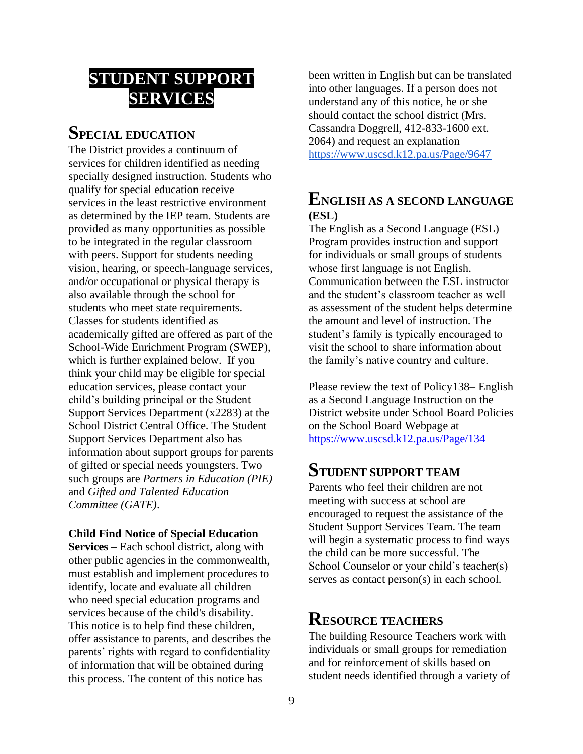# STUDENT SUPPORT SERVICES

## SPECIAL EDUCATION

The District provides a continuum of services for children identified as needing specially designed instruction. Students who qualify for special education receive services in the least restrictive environment as determined by the IEP team. Students are provided as many opportunities as possible to be integrated in the regular classroom with peers. Support for students needing vision, hearing, or speech-language services, and/or occupational or physical therapy is also available through the school for students who meet state requirements. Classes for students identified as academically gifted are offered as part of the School-Wide Enrichment Program (SWEP), which is further explained below. If you think your child may be eligible for special education services, please contact your child's building principal or the Student Support Services Department (x2283) at the School District Central Office. The Student Support Services Department also has information about support groups for parents of gifted or special needs youngsters. Two such groups are *Partners in Education (PIE)* and *Gifted and Talented Education Committee (GATE)*.

**Child Find Notice of Special Education Services –** Each school district, along with other public agencies in the commonwealth, must establish and implement procedures to identify, locate and evaluate all children who need special education programs and services because of the child's disability. This notice is to help find these children, offer assistance to parents, and describes the parents' rights with regard to confidentiality of information that will be obtained during this process. The content of this notice has been written in English but can be translated into other languages. If a person does not understand any of this notice, he or she should contact the school district (Mrs. Cassandra Doggrell, 412-833-1600 ext. 2064) and request an explanation https://www.uscsd.k12.pa.us/Page/9647

## ENGLISH AS A SECOND LANGUAGE (ESL)

The English as a Second Language (ESL) Program provides instruction and support for individuals or small groups of students whose first language is not English. Communication between the ESL instructor and the student's classroom teacher as well as assessment of the student helps determine the amount and level of instruction. The student's family is typically encouraged to visit the school to share information about the family's native country and culture.

Please review the text of Policy138– English as a Second Language Instruction on the District website under School Board Policies on the School Board Webpage at https://www.uscsd.k12.pa.us/Page/134

## STUDENT SUPPORT TEAM

Parents who feel their children are not meeting with success at school are encouraged to request the assistance of the Student Support Services Team. The team will begin a systematic process to find ways the child can be more successful. The School Counselor or your child's teacher(s) serves as contact person(s) in each school.

## RESOURCE TEACHERS

The building Resource Teachers work with individuals or small groups for remediation and for reinforcement of skills based on student needs identified through a variety of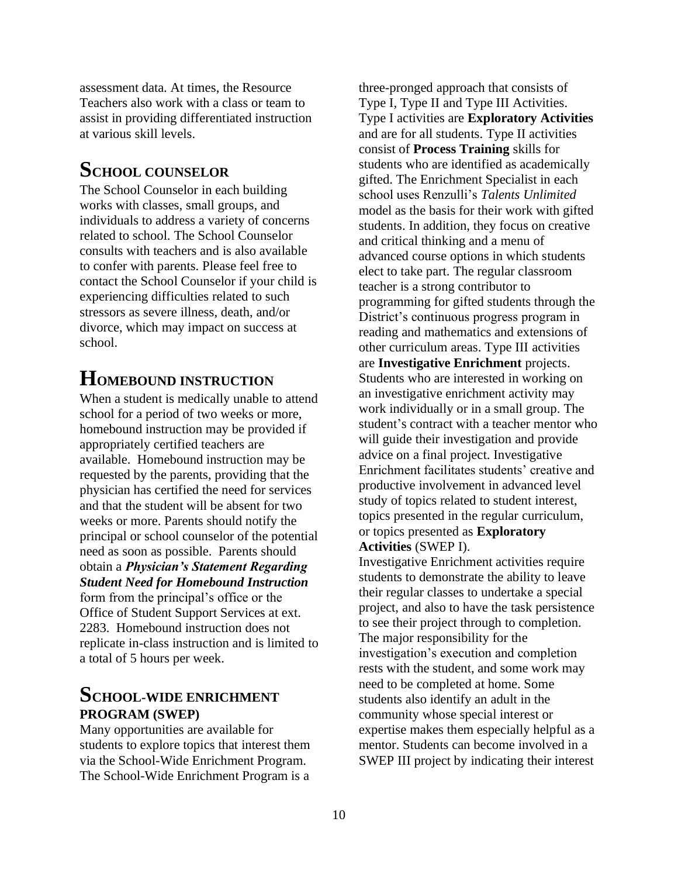assessment data. At times, the Resource Teachers also work with a class or team to assist in providing differentiated instruction at various skill levels.

## SCHOOL COUNSELOR

The School Counselor in each building works with classes, small groups, and individuals to address a variety of concerns related to school. The School Counselor consults with teachers and is also available to confer with parents. Please feel free to contact the School Counselor if your child is experiencing difficulties related to such stressors as severe illness, death, and/or divorce, which may impact on success at school.

## HOMEBOUND INSTRUCTION

When a student is medically unable to attend school for a period of two weeks or more, homebound instruction may be provided if appropriately certified teachers are available. Homebound instruction may be requested by the parents, providing that the physician has certified the need for services and that the student will be absent for two weeks or more. Parents should notify the principal or school counselor of the potential need as soon as possible. Parents should obtain a ***Physician's Statement Regarding Student Need for Homebound Instruction*** form from the principal's office or the Office of Student Support Services at ext. 2283. Homebound instruction does not replicate in-class instruction and is limited to a total of 5 hours per week.

## SCHOOL-WIDE ENRICHMENT PROGRAM (SWEP)

Many opportunities are available for students to explore topics that interest them via the School-Wide Enrichment Program. The School-Wide Enrichment Program is a three-pronged approach that consists of Type I, Type II and Type III Activities. Type I activities are **Exploratory Activities** and are for all students. Type II activities consist of **Process Training** skills for students who are identified as academically gifted. The Enrichment Specialist in each school uses Renzulli's *Talents Unlimited* model as the basis for their work with gifted students. In addition, they focus on creative and critical thinking and a menu of advanced course options in which students elect to take part. The regular classroom teacher is a strong contributor to programming for gifted students through the District's continuous progress program in reading and mathematics and extensions of other curriculum areas. Type III activities are **Investigative Enrichment** projects. Students who are interested in working on an investigative enrichment activity may work individually or in a small group. The student's contract with a teacher mentor who will guide their investigation and provide advice on a final project. Investigative Enrichment facilitates students' creative and productive involvement in advanced level study of topics related to student interest, topics presented in the regular curriculum, or topics presented as **Exploratory Activities** (SWEP I).

Investigative Enrichment activities require students to demonstrate the ability to leave their regular classes to undertake a special project, and also to have the task persistence to see their project through to completion. The major responsibility for the investigation's execution and completion rests with the student, and some work may need to be completed at home. Some students also identify an adult in the community whose special interest or expertise makes them especially helpful as a mentor. Students can become involved in a SWEP III project by indicating their interest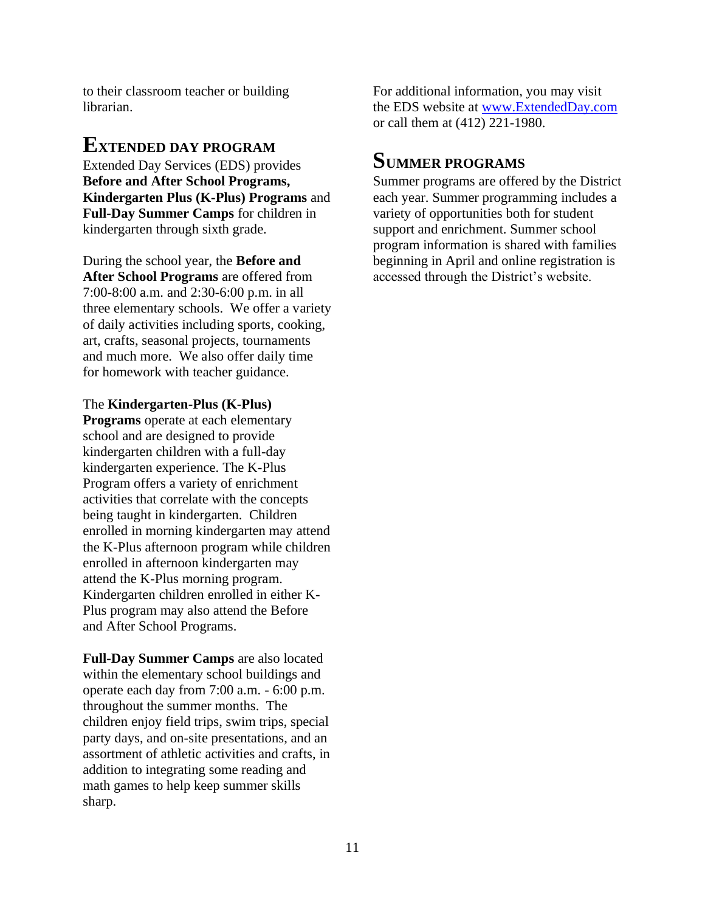to their classroom teacher or building librarian.

## Extended Day Program

Extended Day Services (EDS) provides **Before and After School Programs, Kindergarten Plus (K-Plus) Programs** and **Full-Day Summer Camps** for children in kindergarten through sixth grade.

During the school year, the **Before and After School Programs** are offered from 7:00-8:00 a.m. and 2:30-6:00 p.m. in all three elementary schools. We offer a variety of daily activities including sports, cooking, art, crafts, seasonal projects, tournaments and much more. We also offer daily time for homework with teacher guidance.

The **Kindergarten-Plus (K-Plus) Programs** operate at each elementary school and are designed to provide kindergarten children with a full-day kindergarten experience. The K-Plus Program offers a variety of enrichment activities that correlate with the concepts being taught in kindergarten. Children enrolled in morning kindergarten may attend the K-Plus afternoon program while children enrolled in afternoon kindergarten may attend the K-Plus morning program. Kindergarten children enrolled in either K-Plus program may also attend the Before and After School Programs.

**Full-Day Summer Camps** are also located within the elementary school buildings and operate each day from 7:00 a.m. - 6:00 p.m. throughout the summer months. The children enjoy field trips, swim trips, special party days, and on-site presentations, and an assortment of athletic activities and crafts, in addition to integrating some reading and math games to help keep summer skills sharp.

For additional information, you may visit the EDS website at [www.ExtendedDay.com](http://www.ExtendedDay.com) or call them at (412) 221-1980.

## Summer Programs

Summer programs are offered by the District each year. Summer programming includes a variety of opportunities both for student support and enrichment. Summer school program information is shared with families beginning in April and online registration is accessed through the District's website.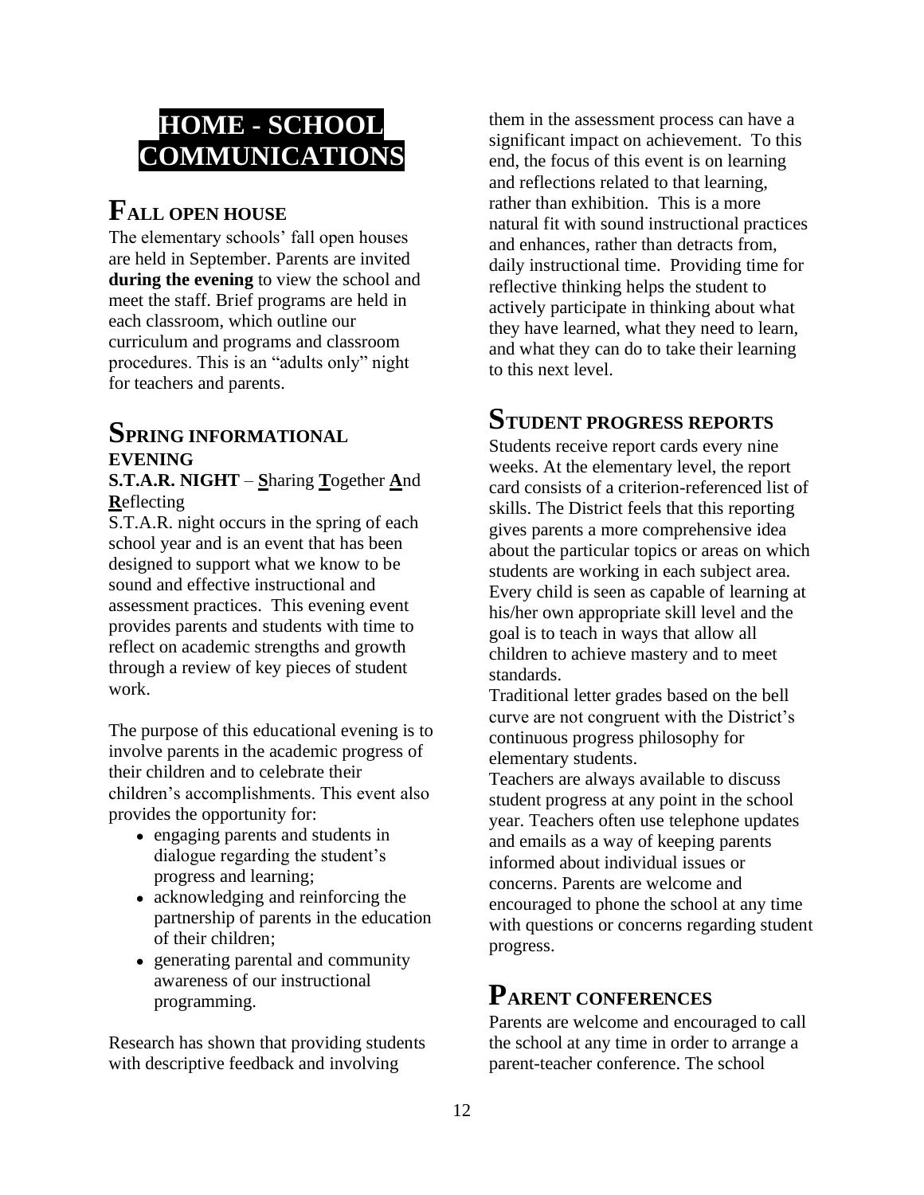# HOME - SCHOOL COMMUNICATIONS

## FALL OPEN HOUSE

The elementary schools' fall open houses are held in September. Parents are invited **during the evening** to view the school and meet the staff. Brief programs are held in each classroom, which outline our curriculum and programs and classroom procedures. This is an "adults only" night for teachers and parents.

## SPRING INFORMATIONAL EVENING

**S.T.A.R. NIGHT** – **S**haring **T**ogether **A**nd **R**eflecting

S.T.A.R. night occurs in the spring of each school year and is an event that has been designed to support what we know to be sound and effective instructional and assessment practices. This evening event provides parents and students with time to reflect on academic strengths and growth through a review of key pieces of student work.

The purpose of this educational evening is to involve parents in the academic progress of their children and to celebrate their children's accomplishments. This event also provides the opportunity for:

- engaging parents and students in dialogue regarding the student's progress and learning;
- acknowledging and reinforcing the partnership of parents in the education of their children;
- generating parental and community awareness of our instructional programming.

Research has shown that providing students with descriptive feedback and involving them in the assessment process can have a significant impact on achievement. To this end, the focus of this event is on learning and reflections related to that learning, rather than exhibition. This is a more natural fit with sound instructional practices and enhances, rather than detracts from, daily instructional time. Providing time for reflective thinking helps the student to actively participate in thinking about what they have learned, what they need to learn, and what they can do to take their learning to this next level.

## STUDENT PROGRESS REPORTS

Students receive report cards every nine weeks. At the elementary level, the report card consists of a criterion-referenced list of skills. The District feels that this reporting gives parents a more comprehensive idea about the particular topics or areas on which students are working in each subject area. Every child is seen as capable of learning at his/her own appropriate skill level and the goal is to teach in ways that allow all children to achieve mastery and to meet standards.

Traditional letter grades based on the bell curve are not congruent with the District's continuous progress philosophy for elementary students.

Teachers are always available to discuss student progress at any point in the school year. Teachers often use telephone updates and emails as a way of keeping parents informed about individual issues or concerns. Parents are welcome and encouraged to phone the school at any time with questions or concerns regarding student progress.

## PARENT CONFERENCES

Parents are welcome and encouraged to call the school at any time in order to arrange a parent-teacher conference. The school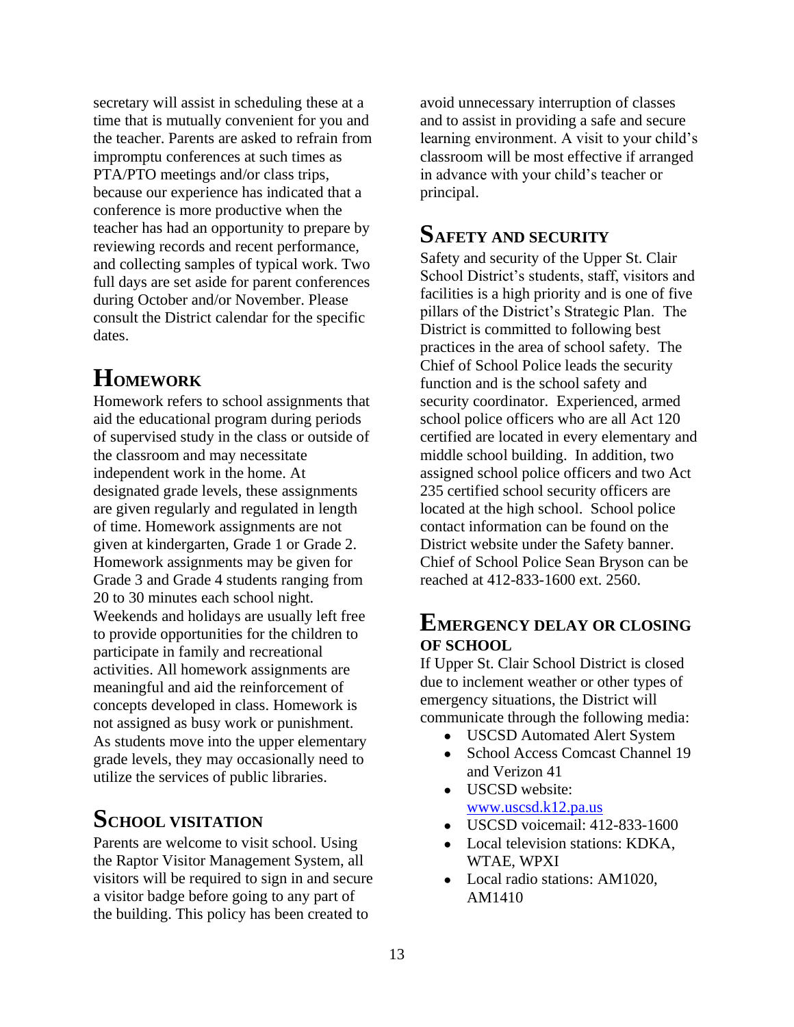secretary will assist in scheduling these at a time that is mutually convenient for you and the teacher. Parents are asked to refrain from impromptu conferences at such times as PTA/PTO meetings and/or class trips, because our experience has indicated that a conference is more productive when the teacher has had an opportunity to prepare by reviewing records and recent performance, and collecting samples of typical work. Two full days are set aside for parent conferences during October and/or November. Please consult the District calendar for the specific dates.

## HOMEWORK

Homework refers to school assignments that aid the educational program during periods of supervised study in the class or outside of the classroom and may necessitate independent work in the home. At designated grade levels, these assignments are given regularly and regulated in length of time. Homework assignments are not given at kindergarten, Grade 1 or Grade 2. Homework assignments may be given for Grade 3 and Grade 4 students ranging from 20 to 30 minutes each school night. Weekends and holidays are usually left free to provide opportunities for the children to participate in family and recreational activities. All homework assignments are meaningful and aid the reinforcement of concepts developed in class. Homework is not assigned as busy work or punishment. As students move into the upper elementary grade levels, they may occasionally need to utilize the services of public libraries.

## SCHOOL VISITATION

Parents are welcome to visit school. Using the Raptor Visitor Management System, all visitors will be required to sign in and secure a visitor badge before going to any part of the building. This policy has been created to avoid unnecessary interruption of classes and to assist in providing a safe and secure learning environment. A visit to your child's classroom will be most effective if arranged in advance with your child's teacher or principal.

## SAFETY AND SECURITY

Safety and security of the Upper St. Clair School District's students, staff, visitors and facilities is a high priority and is one of five pillars of the District's Strategic Plan. The District is committed to following best practices in the area of school safety. The Chief of School Police leads the security function and is the school safety and security coordinator. Experienced, armed school police officers who are all Act 120 certified are located in every elementary and middle school building. In addition, two assigned school police officers and two Act 235 certified school security officers are located at the high school. School police contact information can be found on the District website under the Safety banner. Chief of School Police Sean Bryson can be reached at 412-833-1600 ext. 2560.

## EMERGENCY DELAY OR CLOSING OF SCHOOL

If Upper St. Clair School District is closed due to inclement weather or other types of emergency situations, the District will communicate through the following media:

- USCSD Automated Alert System
- School Access Comcast Channel 19 and Verizon 41
- USCSD website: www.uscsd.k12.pa.us
- USCSD voicemail: 412-833-1600
- Local television stations: KDKA, WTAE, WPXI
- Local radio stations: AM1020, AM1410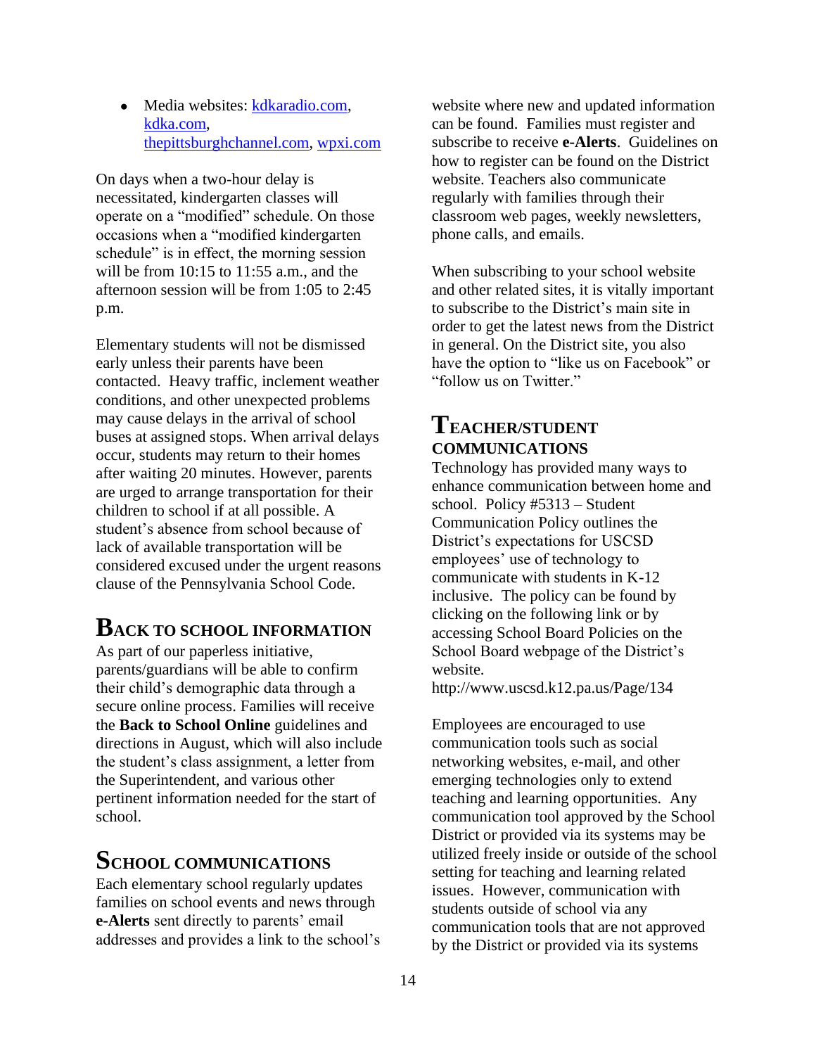- Media websites: kdkaradio.com, kdka.com, thepittsburghchannel.com, wpxi.com

On days when a two-hour delay is necessitated, kindergarten classes will operate on a "modified" schedule. On those occasions when a "modified kindergarten schedule" is in effect, the morning session will be from 10:15 to 11:55 a.m., and the afternoon session will be from 1:05 to 2:45 p.m.

Elementary students will not be dismissed early unless their parents have been contacted. Heavy traffic, inclement weather conditions, and other unexpected problems may cause delays in the arrival of school buses at assigned stops. When arrival delays occur, students may return to their homes after waiting 20 minutes. However, parents are urged to arrange transportation for their children to school if at all possible. A student's absence from school because of lack of available transportation will be considered excused under the urgent reasons clause of the Pennsylvania School Code.

## BACK TO SCHOOL INFORMATION

As part of our paperless initiative, parents/guardians will be able to confirm their child's demographic data through a secure online process. Families will receive the **Back to School Online** guidelines and directions in August, which will also include the student's class assignment, a letter from the Superintendent, and various other pertinent information needed for the start of school.

## SCHOOL COMMUNICATIONS

Each elementary school regularly updates families on school events and news through **e-Alerts** sent directly to parents' email addresses and provides a link to the school's website where new and updated information can be found. Families must register and subscribe to receive **e-Alerts**. Guidelines on how to register can be found on the District website. Teachers also communicate regularly with families through their classroom web pages, weekly newsletters, phone calls, and emails.

When subscribing to your school website and other related sites, it is vitally important to subscribe to the District's main site in order to get the latest news from the District in general. On the District site, you also have the option to "like us on Facebook" or "follow us on Twitter."

## TEACHER/STUDENT COMMUNICATIONS

Technology has provided many ways to enhance communication between home and school. Policy #5313 – Student Communication Policy outlines the District's expectations for USCSD employees' use of technology to communicate with students in K-12 inclusive. The policy can be found by clicking on the following link or by accessing School Board Policies on the School Board webpage of the District's website.
http://www.uscsd.k12.pa.us/Page/134

Employees are encouraged to use communication tools such as social networking websites, e-mail, and other emerging technologies only to extend teaching and learning opportunities. Any communication tool approved by the School District or provided via its systems may be utilized freely inside or outside of the school setting for teaching and learning related issues. However, communication with students outside of school via any communication tools that are not approved by the District or provided via its systems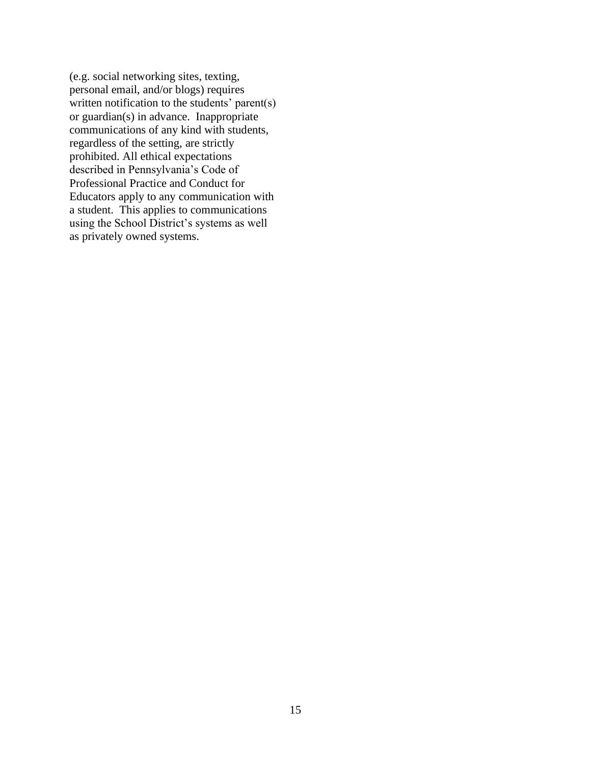(e.g. social networking sites, texting, personal email, and/or blogs) requires written notification to the students' parent(s) or guardian(s) in advance. Inappropriate communications of any kind with students, regardless of the setting, are strictly prohibited. All ethical expectations described in Pennsylvania's Code of Professional Practice and Conduct for Educators apply to any communication with a student. This applies to communications using the School District's systems as well as privately owned systems.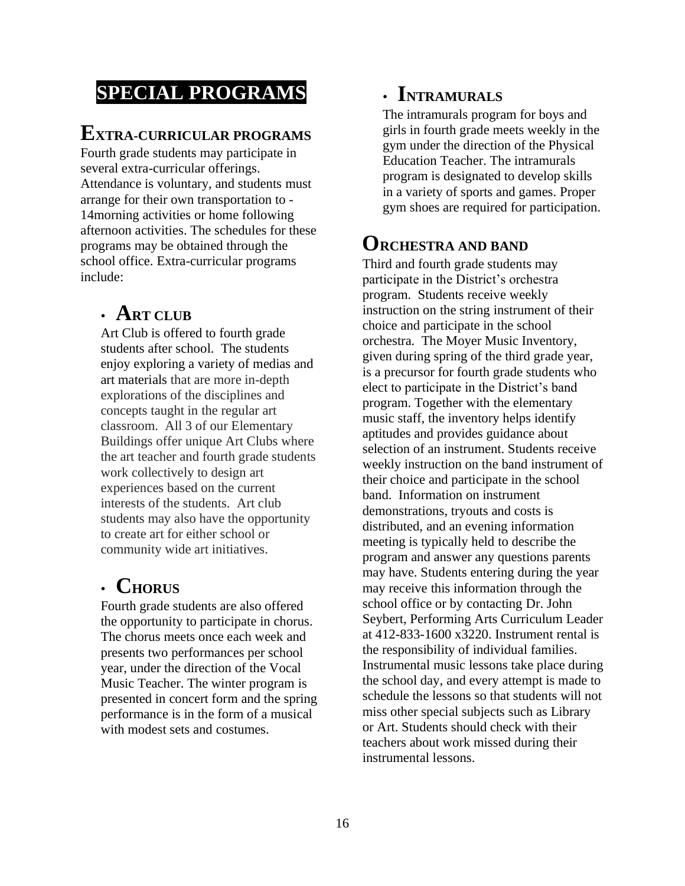# SPECIAL PROGRAMS

## EXTRA-CURRICULAR PROGRAMS

Fourth grade students may participate in several extra-curricular offerings. Attendance is voluntary, and students must arrange for their own transportation to -14morning activities or home following afternoon activities. The schedules for these programs may be obtained through the school office. Extra-curricular programs include:

### • ART CLUB

Art Club is offered to fourth grade students after school. The students enjoy exploring a variety of medias and art materials that are more in-depth explorations of the disciplines and concepts taught in the regular art classroom. All 3 of our Elementary Buildings offer unique Art Clubs where the art teacher and fourth grade students work collectively to design art experiences based on the current interests of the students. Art club students may also have the opportunity to create art for either school or community wide art initiatives.

### • CHORUS

Fourth grade students are also offered the opportunity to participate in chorus. The chorus meets once each week and presents two performances per school year, under the direction of the Vocal Music Teacher. The winter program is presented in concert form and the spring performance is in the form of a musical with modest sets and costumes.

### • INTRAMURALS

The intramurals program for boys and girls in fourth grade meets weekly in the gym under the direction of the Physical Education Teacher. The intramurals program is designated to develop skills in a variety of sports and games. Proper gym shoes are required for participation.

## ORCHESTRA AND BAND

Third and fourth grade students may participate in the District's orchestra program. Students receive weekly instruction on the string instrument of their choice and participate in the school orchestra. The Moyer Music Inventory, given during spring of the third grade year, is a precursor for fourth grade students who elect to participate in the District's band program. Together with the elementary music staff, the inventory helps identify aptitudes and provides guidance about selection of an instrument. Students receive weekly instruction on the band instrument of their choice and participate in the school band. Information on instrument demonstrations, tryouts and costs is distributed, and an evening information meeting is typically held to describe the program and answer any questions parents may have. Students entering during the year may receive this information through the school office or by contacting Dr. John Seybert, Performing Arts Curriculum Leader at 412-833-1600 x3220. Instrument rental is the responsibility of individual families. Instrumental music lessons take place during the school day, and every attempt is made to schedule the lessons so that students will not miss other special subjects such as Library or Art. Students should check with their teachers about work missed during their instrumental lessons.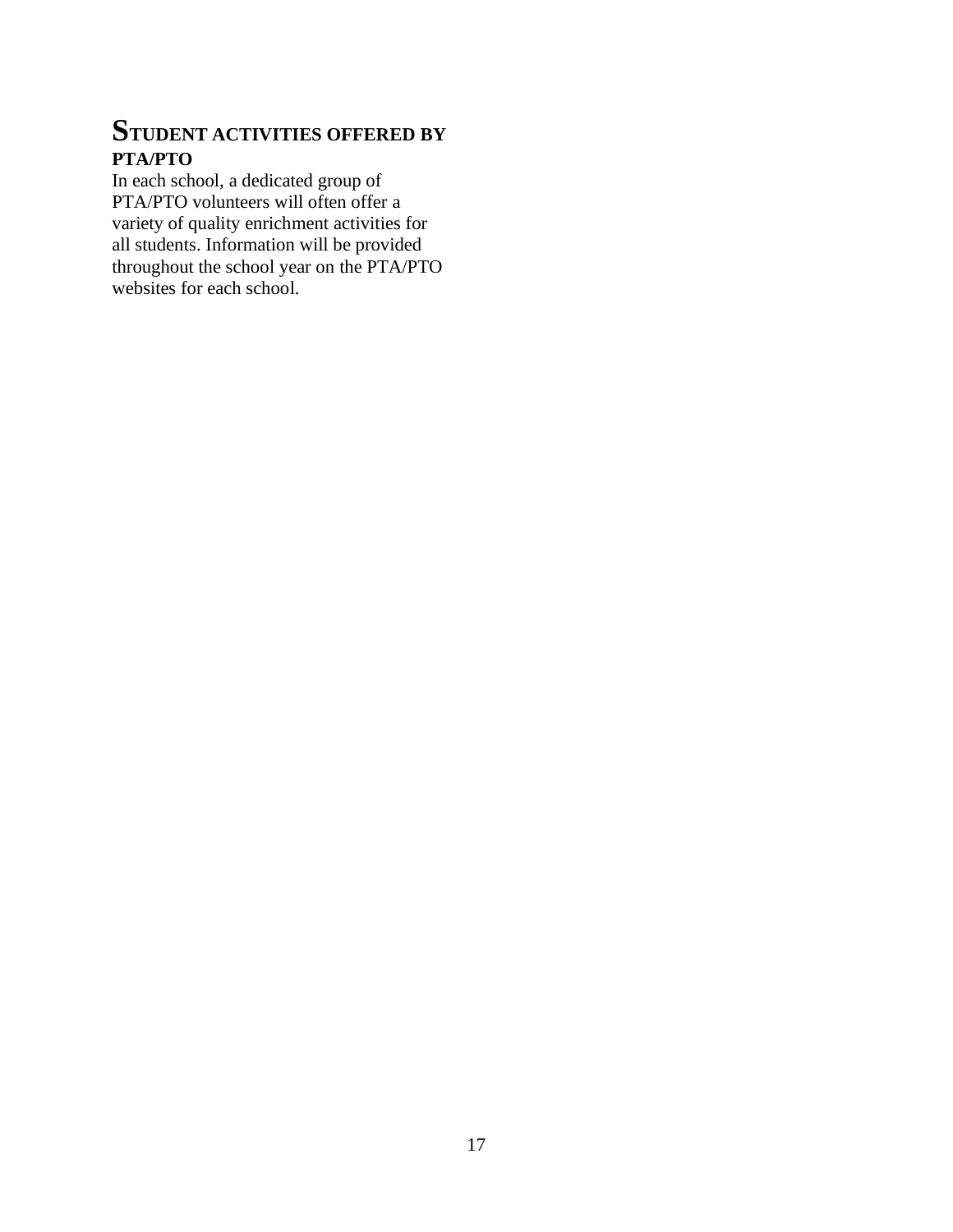## STUDENT ACTIVITIES OFFERED BY PTA/PTO

In each school, a dedicated group of PTA/PTO volunteers will often offer a variety of quality enrichment activities for all students. Information will be provided throughout the school year on the PTA/PTO websites for each school.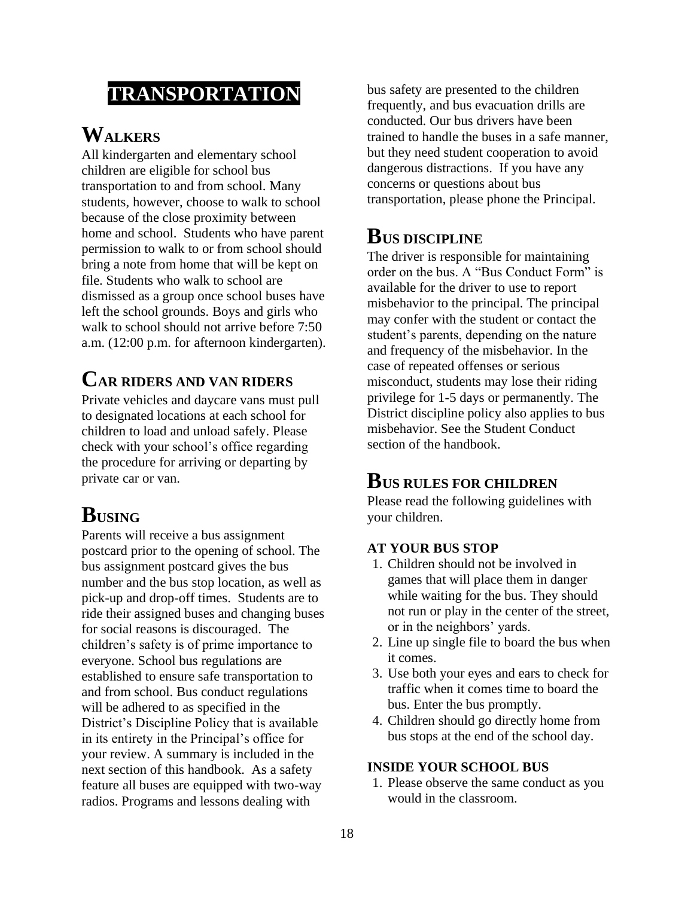# TRANSPORTATION

## WALKERS

All kindergarten and elementary school children are eligible for school bus transportation to and from school. Many students, however, choose to walk to school because of the close proximity between home and school. Students who have parent permission to walk to or from school should bring a note from home that will be kept on file. Students who walk to school are dismissed as a group once school buses have left the school grounds. Boys and girls who walk to school should not arrive before 7:50 a.m. (12:00 p.m. for afternoon kindergarten).

## CAR RIDERS AND VAN RIDERS

Private vehicles and daycare vans must pull to designated locations at each school for children to load and unload safely. Please check with your school's office regarding the procedure for arriving or departing by private car or van.

## BUSING

Parents will receive a bus assignment postcard prior to the opening of school. The bus assignment postcard gives the bus number and the bus stop location, as well as pick-up and drop-off times. Students are to ride their assigned buses and changing buses for social reasons is discouraged. The children's safety is of prime importance to everyone. School bus regulations are established to ensure safe transportation to and from school. Bus conduct regulations will be adhered to as specified in the District's Discipline Policy that is available in its entirety in the Principal's office for your review. A summary is included in the next section of this handbook. As a safety feature all buses are equipped with two-way radios. Programs and lessons dealing with bus safety are presented to the children frequently, and bus evacuation drills are conducted. Our bus drivers have been trained to handle the buses in a safe manner, but they need student cooperation to avoid dangerous distractions. If you have any concerns or questions about bus transportation, please phone the Principal.

## BUS DISCIPLINE

The driver is responsible for maintaining order on the bus. A "Bus Conduct Form" is available for the driver to use to report misbehavior to the principal. The principal may confer with the student or contact the student's parents, depending on the nature and frequency of the misbehavior. In the case of repeated offenses or serious misconduct, students may lose their riding privilege for 1-5 days or permanently. The District discipline policy also applies to bus misbehavior. See the Student Conduct section of the handbook.

## BUS RULES FOR CHILDREN

Please read the following guidelines with your children.

**AT YOUR BUS STOP**

1. Children should not be involved in games that will place them in danger while waiting for the bus. They should not run or play in the center of the street, or in the neighbors' yards.
2. Line up single file to board the bus when it comes.
3. Use both your eyes and ears to check for traffic when it comes time to board the bus. Enter the bus promptly.
4. Children should go directly home from bus stops at the end of the school day.

**INSIDE YOUR SCHOOL BUS**

1. Please observe the same conduct as you would in the classroom.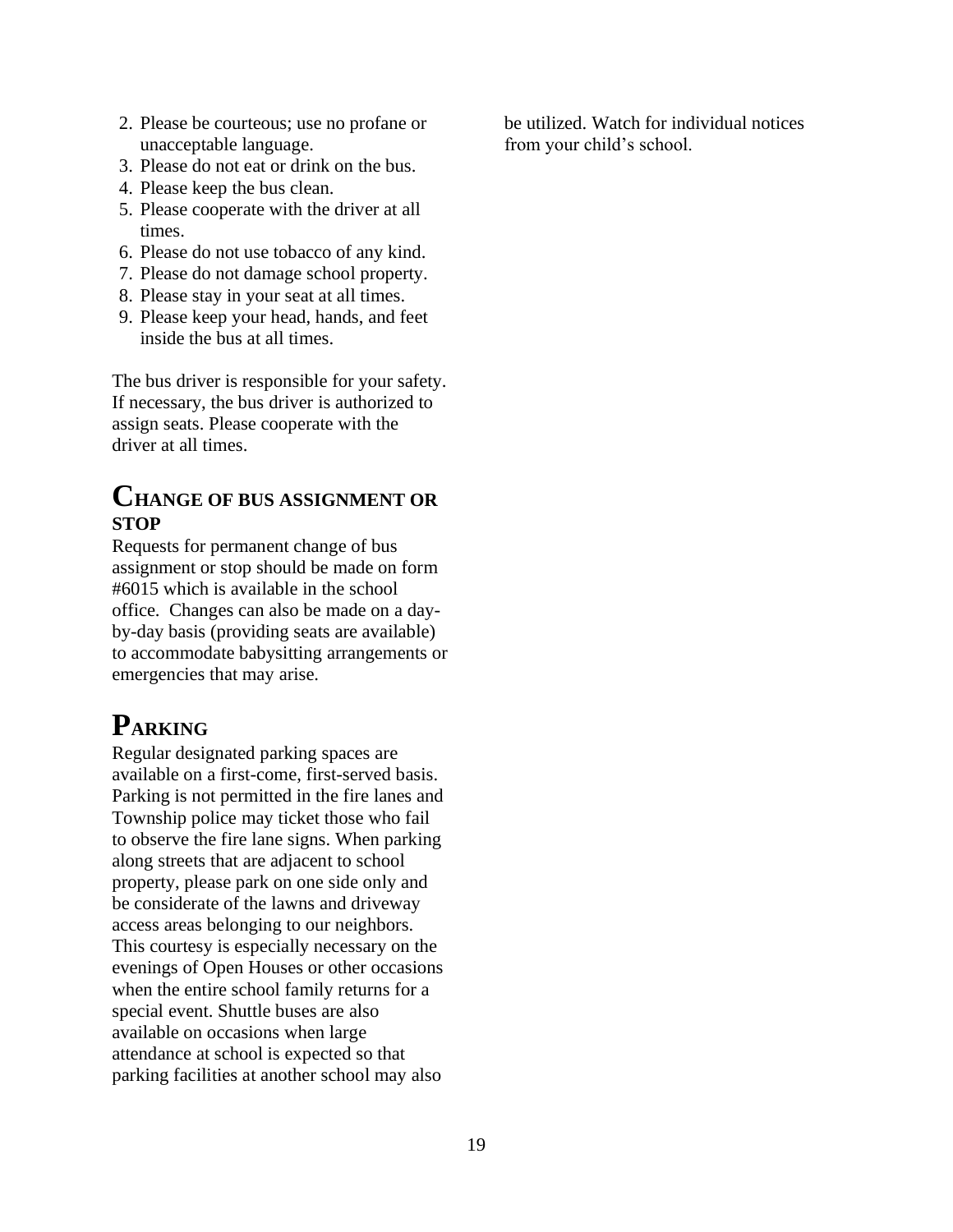2. Please be courteous; use no profane or unacceptable language.
3. Please do not eat or drink on the bus.
4. Please keep the bus clean.
5. Please cooperate with the driver at all times.
6. Please do not use tobacco of any kind.
7. Please do not damage school property.
8. Please stay in your seat at all times.
9. Please keep your head, hands, and feet inside the bus at all times.

The bus driver is responsible for your safety. If necessary, the bus driver is authorized to assign seats. Please cooperate with the driver at all times.

## CHANGE OF BUS ASSIGNMENT OR STOP

Requests for permanent change of bus assignment or stop should be made on form #6015 which is available in the school office. Changes can also be made on a day-by-day basis (providing seats are available) to accommodate babysitting arrangements or emergencies that may arise.

## PARKING

Regular designated parking spaces are available on a first-come, first-served basis. Parking is not permitted in the fire lanes and Township police may ticket those who fail to observe the fire lane signs. When parking along streets that are adjacent to school property, please park on one side only and be considerate of the lawns and driveway access areas belonging to our neighbors. This courtesy is especially necessary on the evenings of Open Houses or other occasions when the entire school family returns for a special event. Shuttle buses are also available on occasions when large attendance at school is expected so that parking facilities at another school may also be utilized. Watch for individual notices from your child's school.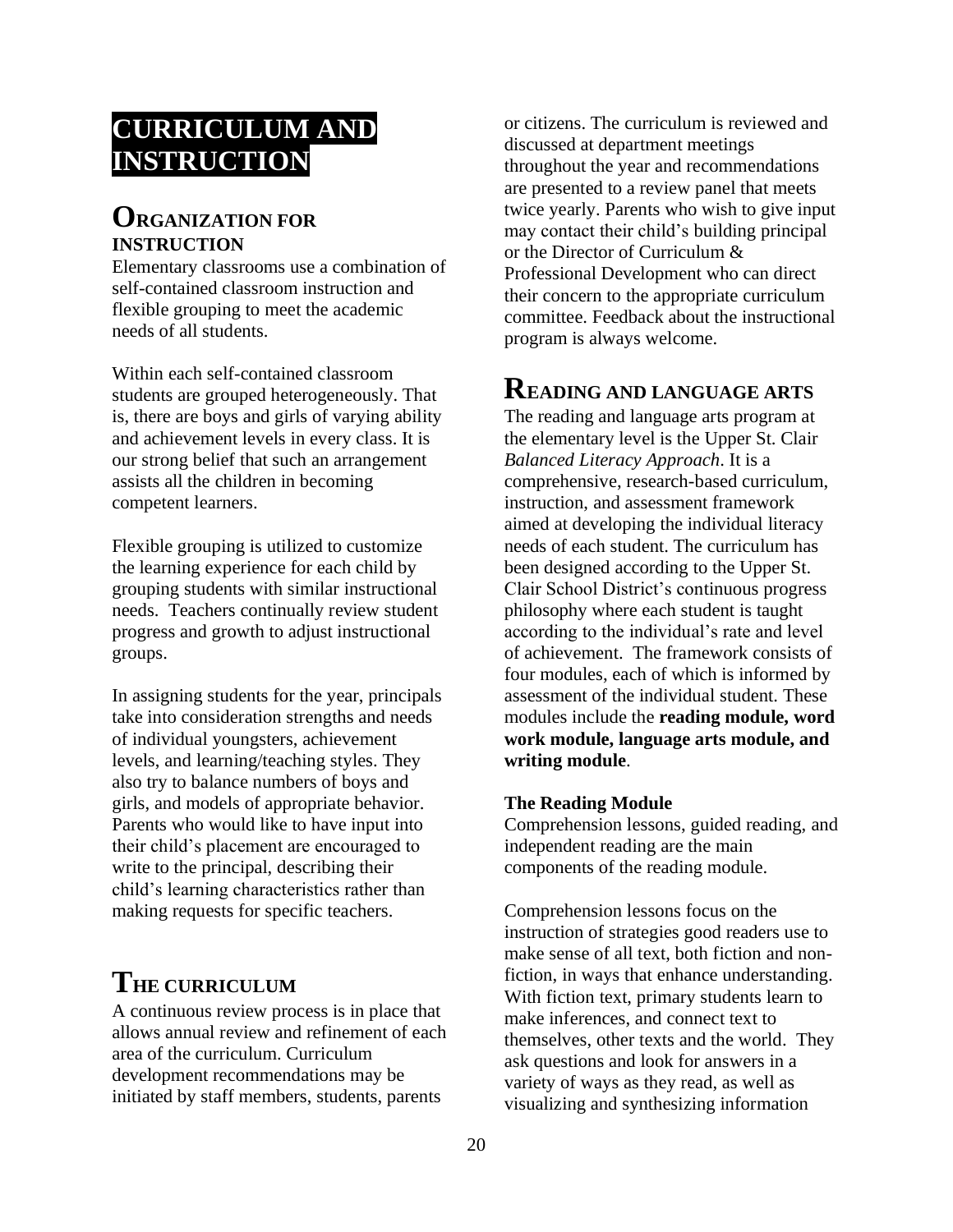# CURRICULUM AND INSTRUCTION

## ORGANIZATION FOR INSTRUCTION

Elementary classrooms use a combination of self-contained classroom instruction and flexible grouping to meet the academic needs of all students.

Within each self-contained classroom students are grouped heterogeneously. That is, there are boys and girls of varying ability and achievement levels in every class. It is our strong belief that such an arrangement assists all the children in becoming competent learners.

Flexible grouping is utilized to customize the learning experience for each child by grouping students with similar instructional needs. Teachers continually review student progress and growth to adjust instructional groups.

In assigning students for the year, principals take into consideration strengths and needs of individual youngsters, achievement levels, and learning/teaching styles. They also try to balance numbers of boys and girls, and models of appropriate behavior. Parents who would like to have input into their child's placement are encouraged to write to the principal, describing their child's learning characteristics rather than making requests for specific teachers.

## THE CURRICULUM

A continuous review process is in place that allows annual review and refinement of each area of the curriculum. Curriculum development recommendations may be initiated by staff members, students, parents or citizens. The curriculum is reviewed and discussed at department meetings throughout the year and recommendations are presented to a review panel that meets twice yearly. Parents who wish to give input may contact their child's building principal or the Director of Curriculum & Professional Development who can direct their concern to the appropriate curriculum committee. Feedback about the instructional program is always welcome.

## READING AND LANGUAGE ARTS

The reading and language arts program at the elementary level is the Upper St. Clair *Balanced Literacy Approach*. It is a comprehensive, research-based curriculum, instruction, and assessment framework aimed at developing the individual literacy needs of each student. The curriculum has been designed according to the Upper St. Clair School District's continuous progress philosophy where each student is taught according to the individual's rate and level of achievement. The framework consists of four modules, each of which is informed by assessment of the individual student. These modules include the **reading module, word work module, language arts module, and writing module**.

**The Reading Module**

Comprehension lessons, guided reading, and independent reading are the main components of the reading module.

Comprehension lessons focus on the instruction of strategies good readers use to make sense of all text, both fiction and non-fiction, in ways that enhance understanding. With fiction text, primary students learn to make inferences, and connect text to themselves, other texts and the world. They ask questions and look for answers in a variety of ways as they read, as well as visualizing and synthesizing information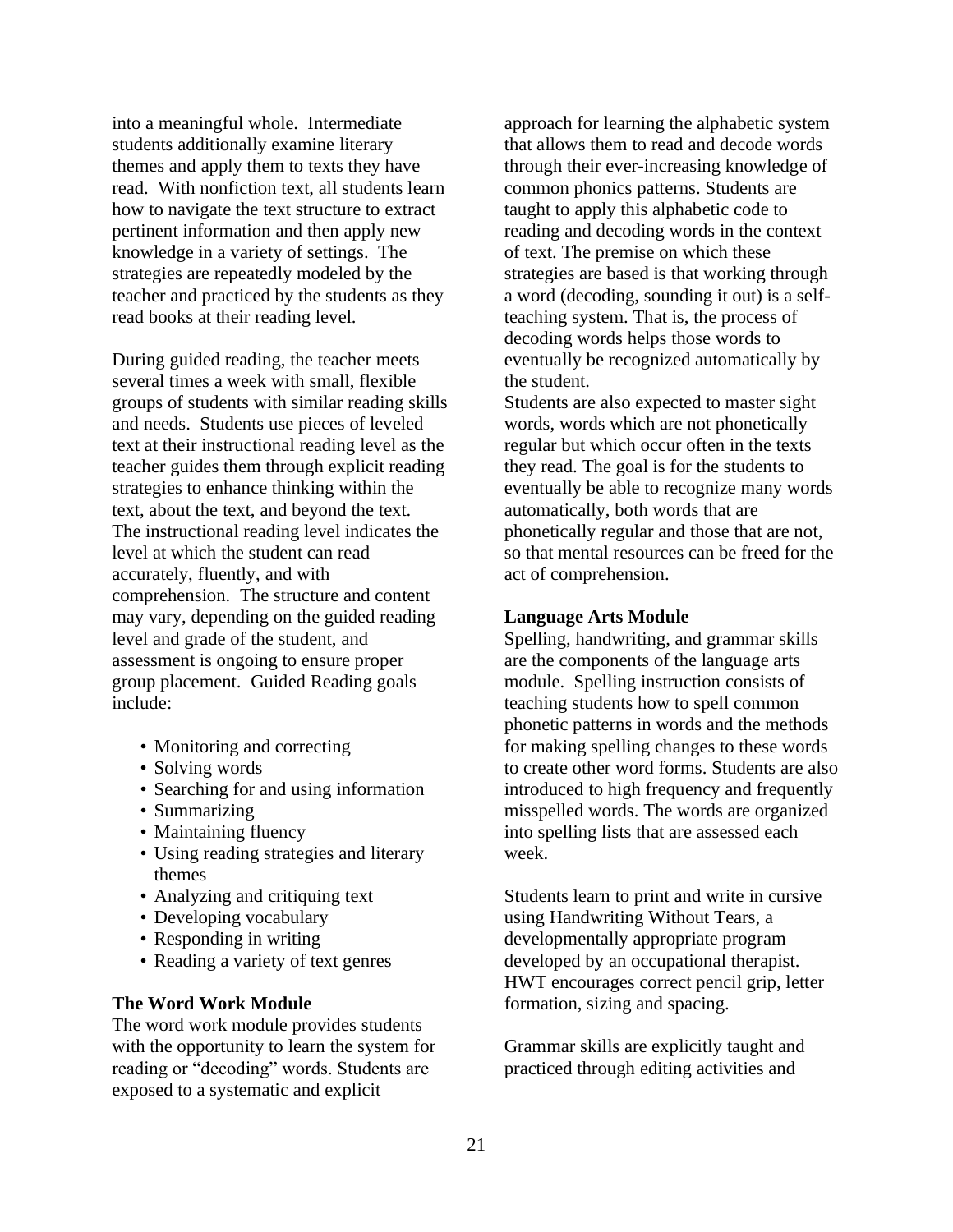into a meaningful whole. Intermediate students additionally examine literary themes and apply them to texts they have read. With nonfiction text, all students learn how to navigate the text structure to extract pertinent information and then apply new knowledge in a variety of settings. The strategies are repeatedly modeled by the teacher and practiced by the students as they read books at their reading level.

During guided reading, the teacher meets several times a week with small, flexible groups of students with similar reading skills and needs. Students use pieces of leveled text at their instructional reading level as the teacher guides them through explicit reading strategies to enhance thinking within the text, about the text, and beyond the text. The instructional reading level indicates the level at which the student can read accurately, fluently, and with comprehension. The structure and content may vary, depending on the guided reading level and grade of the student, and assessment is ongoing to ensure proper group placement. Guided Reading goals include:

- Monitoring and correcting
- Solving words
- Searching for and using information
- Summarizing
- Maintaining fluency
- Using reading strategies and literary themes
- Analyzing and critiquing text
- Developing vocabulary
- Responding in writing
- Reading a variety of text genres

**The Word Work Module**

The word work module provides students with the opportunity to learn the system for reading or "decoding" words. Students are exposed to a systematic and explicit approach for learning the alphabetic system that allows them to read and decode words through their ever-increasing knowledge of common phonics patterns. Students are taught to apply this alphabetic code to reading and decoding words in the context of text. The premise on which these strategies are based is that working through a word (decoding, sounding it out) is a self-teaching system. That is, the process of decoding words helps those words to eventually be recognized automatically by the student.

Students are also expected to master sight words, words which are not phonetically regular but which occur often in the texts they read. The goal is for the students to eventually be able to recognize many words automatically, both words that are phonetically regular and those that are not, so that mental resources can be freed for the act of comprehension.

**Language Arts Module**

Spelling, handwriting, and grammar skills are the components of the language arts module. Spelling instruction consists of teaching students how to spell common phonetic patterns in words and the methods for making spelling changes to these words to create other word forms. Students are also introduced to high frequency and frequently misspelled words. The words are organized into spelling lists that are assessed each week.

Students learn to print and write in cursive using Handwriting Without Tears, a developmentally appropriate program developed by an occupational therapist. HWT encourages correct pencil grip, letter formation, sizing and spacing.

Grammar skills are explicitly taught and practiced through editing activities and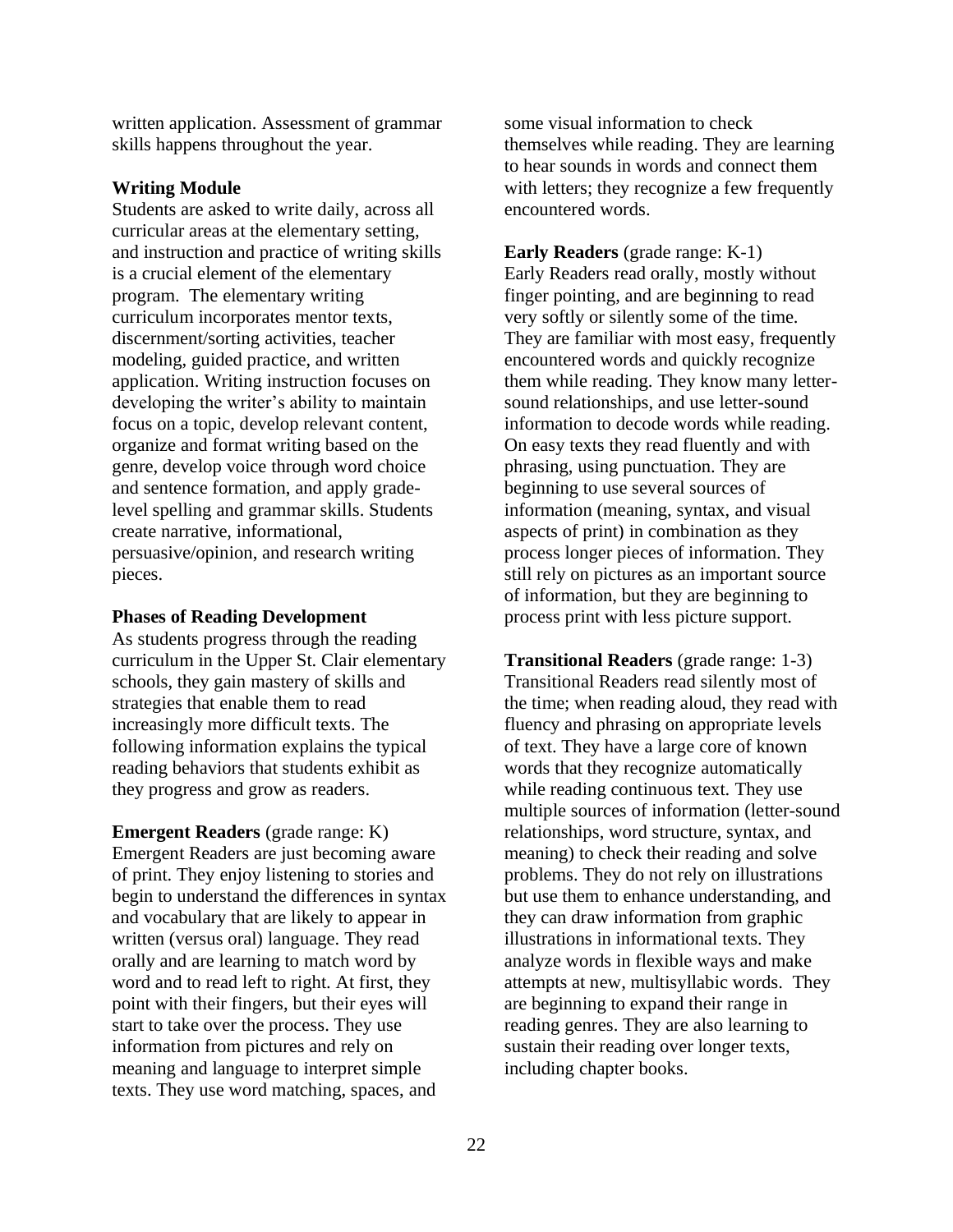written application. Assessment of grammar skills happens throughout the year.

**Writing Module**

Students are asked to write daily, across all curricular areas at the elementary setting, and instruction and practice of writing skills is a crucial element of the elementary program. The elementary writing curriculum incorporates mentor texts, discernment/sorting activities, teacher modeling, guided practice, and written application. Writing instruction focuses on developing the writer's ability to maintain focus on a topic, develop relevant content, organize and format writing based on the genre, develop voice through word choice and sentence formation, and apply grade-level spelling and grammar skills. Students create narrative, informational, persuasive/opinion, and research writing pieces.

**Phases of Reading Development**

As students progress through the reading curriculum in the Upper St. Clair elementary schools, they gain mastery of skills and strategies that enable them to read increasingly more difficult texts. The following information explains the typical reading behaviors that students exhibit as they progress and grow as readers.

**Emergent Readers** (grade range: K)
Emergent Readers are just becoming aware of print. They enjoy listening to stories and begin to understand the differences in syntax and vocabulary that are likely to appear in written (versus oral) language. They read orally and are learning to match word by word and to read left to right. At first, they point with their fingers, but their eyes will start to take over the process. They use information from pictures and rely on meaning and language to interpret simple texts. They use word matching, spaces, and some visual information to check themselves while reading. They are learning to hear sounds in words and connect them with letters; they recognize a few frequently encountered words.

**Early Readers** (grade range: K-1)
Early Readers read orally, mostly without finger pointing, and are beginning to read very softly or silently some of the time. They are familiar with most easy, frequently encountered words and quickly recognize them while reading. They know many letter-sound relationships, and use letter-sound information to decode words while reading. On easy texts they read fluently and with phrasing, using punctuation. They are beginning to use several sources of information (meaning, syntax, and visual aspects of print) in combination as they process longer pieces of information. They still rely on pictures as an important source of information, but they are beginning to process print with less picture support.

**Transitional Readers** (grade range: 1-3)
Transitional Readers read silently most of the time; when reading aloud, they read with fluency and phrasing on appropriate levels of text. They have a large core of known words that they recognize automatically while reading continuous text. They use multiple sources of information (letter-sound relationships, word structure, syntax, and meaning) to check their reading and solve problems. They do not rely on illustrations but use them to enhance understanding, and they can draw information from graphic illustrations in informational texts. They analyze words in flexible ways and make attempts at new, multisyllabic words. They are beginning to expand their range in reading genres. They are also learning to sustain their reading over longer texts, including chapter books.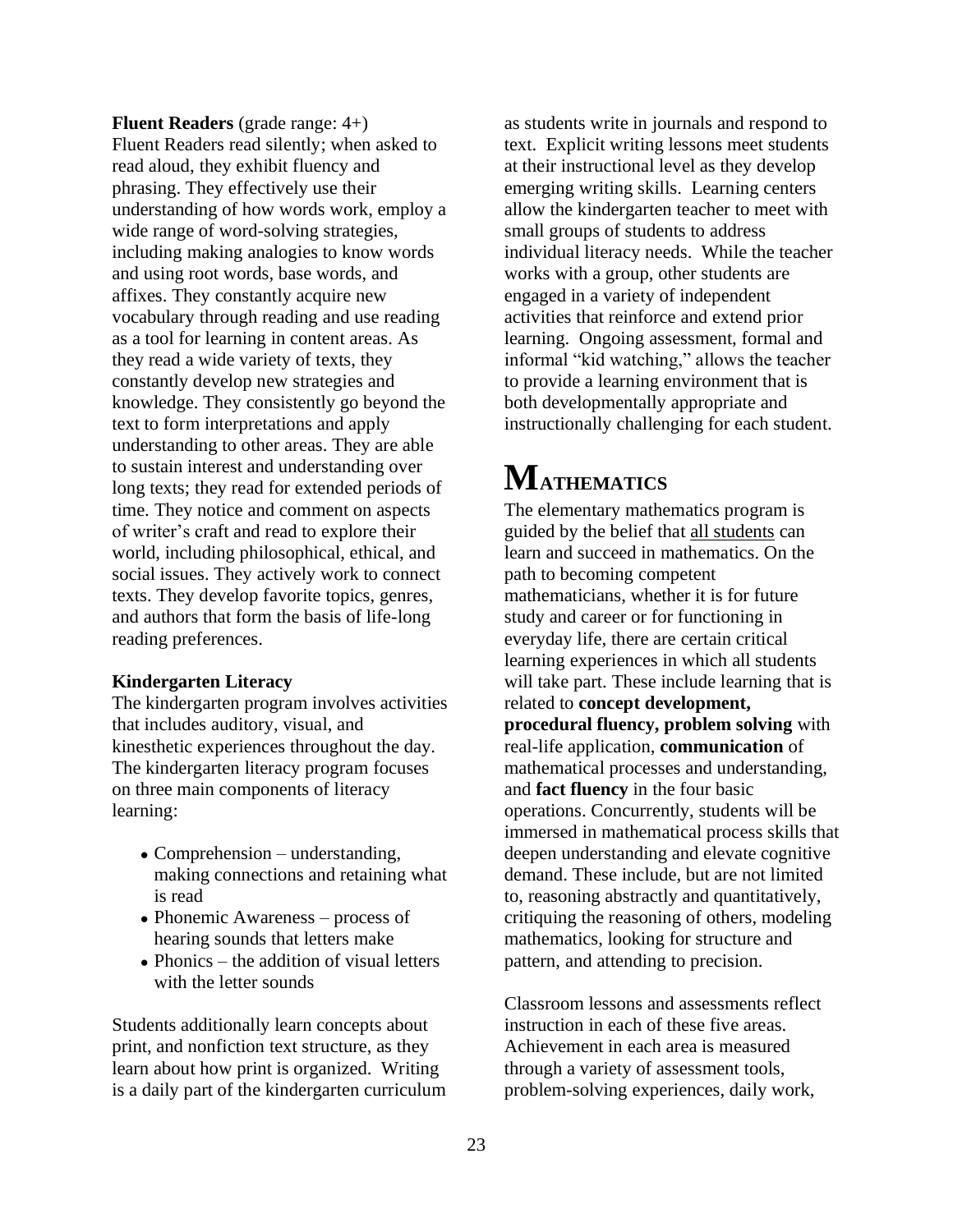**Fluent Readers** (grade range: 4+)

Fluent Readers read silently; when asked to read aloud, they exhibit fluency and phrasing. They effectively use their understanding of how words work, employ a wide range of word-solving strategies, including making analogies to know words and using root words, base words, and affixes. They constantly acquire new vocabulary through reading and use reading as a tool for learning in content areas. As they read a wide variety of texts, they constantly develop new strategies and knowledge. They consistently go beyond the text to form interpretations and apply understanding to other areas. They are able to sustain interest and understanding over long texts; they read for extended periods of time. They notice and comment on aspects of writer's craft and read to explore their world, including philosophical, ethical, and social issues. They actively work to connect texts. They develop favorite topics, genres, and authors that form the basis of life-long reading preferences.

**Kindergarten Literacy**

The kindergarten program involves activities that includes auditory, visual, and kinesthetic experiences throughout the day. The kindergarten literacy program focuses on three main components of literacy learning:

- Comprehension – understanding, making connections and retaining what is read
- Phonemic Awareness – process of hearing sounds that letters make
- Phonics – the addition of visual letters with the letter sounds

Students additionally learn concepts about print, and nonfiction text structure, as they learn about how print is organized. Writing is a daily part of the kindergarten curriculum as students write in journals and respond to text. Explicit writing lessons meet students at their instructional level as they develop emerging writing skills. Learning centers allow the kindergarten teacher to meet with small groups of students to address individual literacy needs. While the teacher works with a group, other students are engaged in a variety of independent activities that reinforce and extend prior learning. Ongoing assessment, formal and informal "kid watching," allows the teacher to provide a learning environment that is both developmentally appropriate and instructionally challenging for each student.

# MATHEMATICS

The elementary mathematics program is guided by the belief that all students can learn and succeed in mathematics. On the path to becoming competent mathematicians, whether it is for future study and career or for functioning in everyday life, there are certain critical learning experiences in which all students will take part. These include learning that is related to **concept development, procedural fluency, problem solving** with real-life application, **communication** of mathematical processes and understanding, and **fact fluency** in the four basic operations. Concurrently, students will be immersed in mathematical process skills that deepen understanding and elevate cognitive demand. These include, but are not limited to, reasoning abstractly and quantitatively, critiquing the reasoning of others, modeling mathematics, looking for structure and pattern, and attending to precision.

Classroom lessons and assessments reflect instruction in each of these five areas. Achievement in each area is measured through a variety of assessment tools, problem-solving experiences, daily work,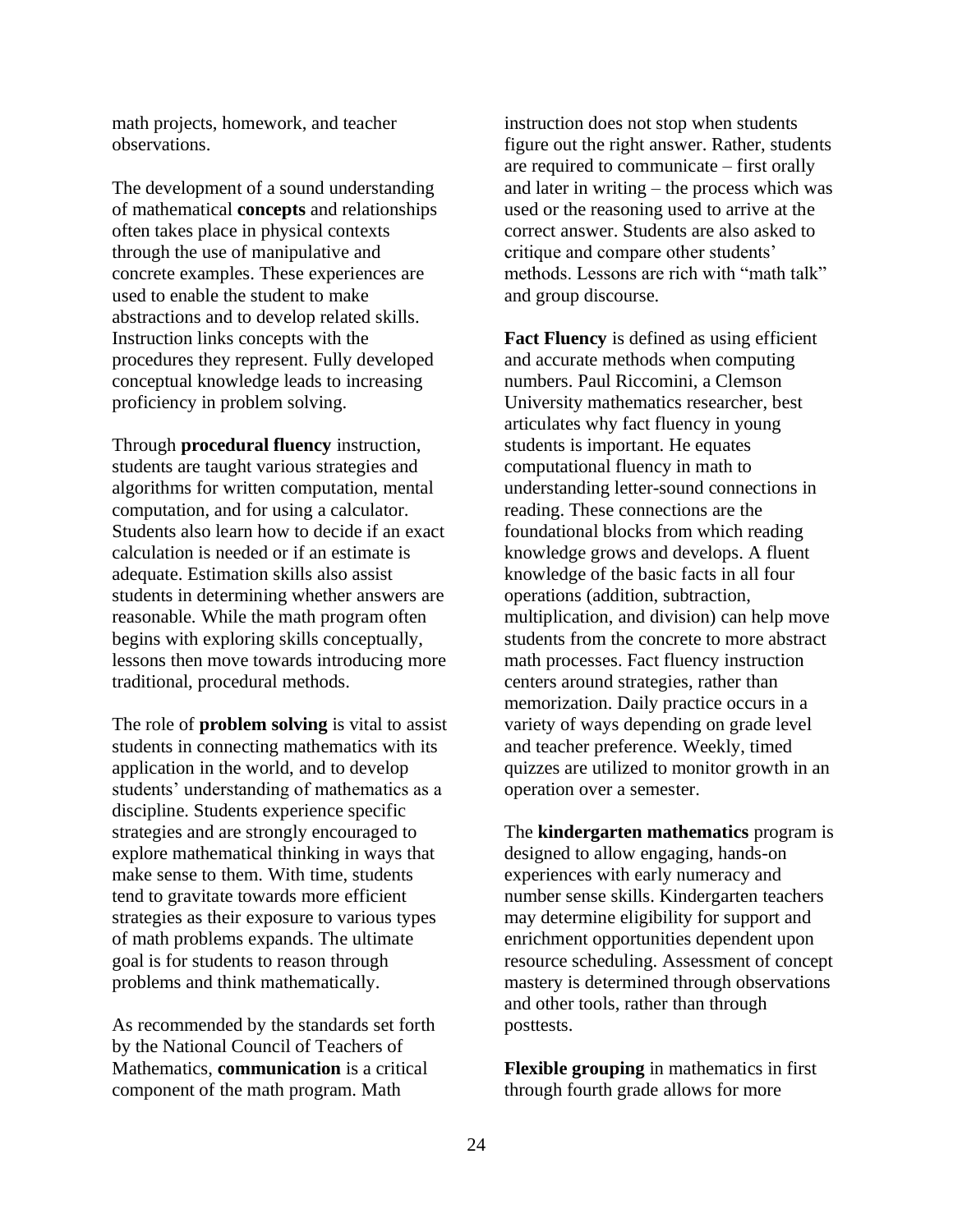math projects, homework, and teacher observations.

The development of a sound understanding of mathematical **concepts** and relationships often takes place in physical contexts through the use of manipulative and concrete examples. These experiences are used to enable the student to make abstractions and to develop related skills. Instruction links concepts with the procedures they represent. Fully developed conceptual knowledge leads to increasing proficiency in problem solving.

Through **procedural fluency** instruction, students are taught various strategies and algorithms for written computation, mental computation, and for using a calculator. Students also learn how to decide if an exact calculation is needed or if an estimate is adequate. Estimation skills also assist students in determining whether answers are reasonable. While the math program often begins with exploring skills conceptually, lessons then move towards introducing more traditional, procedural methods.

The role of **problem solving** is vital to assist students in connecting mathematics with its application in the world, and to develop students' understanding of mathematics as a discipline. Students experience specific strategies and are strongly encouraged to explore mathematical thinking in ways that make sense to them. With time, students tend to gravitate towards more efficient strategies as their exposure to various types of math problems expands. The ultimate goal is for students to reason through problems and think mathematically.

As recommended by the standards set forth by the National Council of Teachers of Mathematics, **communication** is a critical component of the math program. Math instruction does not stop when students figure out the right answer. Rather, students are required to communicate – first orally and later in writing – the process which was used or the reasoning used to arrive at the correct answer. Students are also asked to critique and compare other students' methods. Lessons are rich with "math talk" and group discourse.

**Fact Fluency** is defined as using efficient and accurate methods when computing numbers. Paul Riccomini, a Clemson University mathematics researcher, best articulates why fact fluency in young students is important. He equates computational fluency in math to understanding letter-sound connections in reading. These connections are the foundational blocks from which reading knowledge grows and develops. A fluent knowledge of the basic facts in all four operations (addition, subtraction, multiplication, and division) can help move students from the concrete to more abstract math processes. Fact fluency instruction centers around strategies, rather than memorization. Daily practice occurs in a variety of ways depending on grade level and teacher preference. Weekly, timed quizzes are utilized to monitor growth in an operation over a semester.

The **kindergarten mathematics** program is designed to allow engaging, hands-on experiences with early numeracy and number sense skills. Kindergarten teachers may determine eligibility for support and enrichment opportunities dependent upon resource scheduling. Assessment of concept mastery is determined through observations and other tools, rather than through posttests.

**Flexible grouping** in mathematics in first through fourth grade allows for more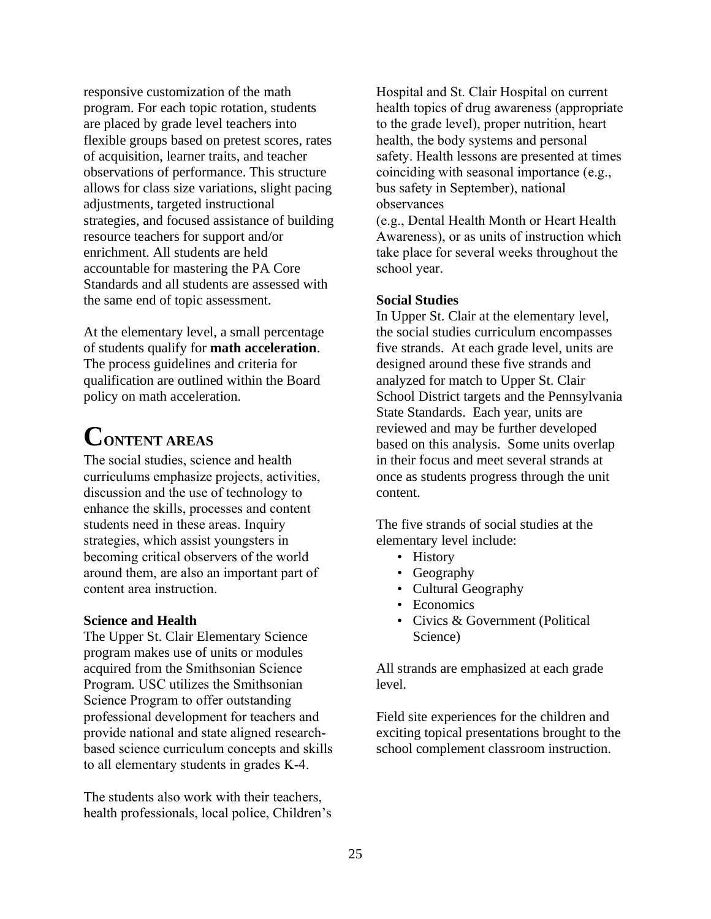responsive customization of the math program. For each topic rotation, students are placed by grade level teachers into flexible groups based on pretest scores, rates of acquisition, learner traits, and teacher observations of performance. This structure allows for class size variations, slight pacing adjustments, targeted instructional strategies, and focused assistance of building resource teachers for support and/or enrichment. All students are held accountable for mastering the PA Core Standards and all students are assessed with the same end of topic assessment.

At the elementary level, a small percentage of students qualify for **math acceleration**. The process guidelines and criteria for qualification are outlined within the Board policy on math acceleration.

# CONTENT AREAS

The social studies, science and health curriculums emphasize projects, activities, discussion and the use of technology to enhance the skills, processes and content students need in these areas. Inquiry strategies, which assist youngsters in becoming critical observers of the world around them, are also an important part of content area instruction.

**Science and Health**

The Upper St. Clair Elementary Science program makes use of units or modules acquired from the Smithsonian Science Program. USC utilizes the Smithsonian Science Program to offer outstanding professional development for teachers and provide national and state aligned research-based science curriculum concepts and skills to all elementary students in grades K-4.

The students also work with their teachers, health professionals, local police, Children's Hospital and St. Clair Hospital on current health topics of drug awareness (appropriate to the grade level), proper nutrition, heart health, the body systems and personal safety. Health lessons are presented at times coinciding with seasonal importance (e.g., bus safety in September), national observances (e.g., Dental Health Month or Heart Health Awareness), or as units of instruction which take place for several weeks throughout the school year.

**Social Studies**

In Upper St. Clair at the elementary level, the social studies curriculum encompasses five strands. At each grade level, units are designed around these five strands and analyzed for match to Upper St. Clair School District targets and the Pennsylvania State Standards. Each year, units are reviewed and may be further developed based on this analysis. Some units overlap in their focus and meet several strands at once as students progress through the unit content.

The five strands of social studies at the elementary level include:

- History
- Geography
- Cultural Geography
- Economics
- Civics & Government (Political Science)

All strands are emphasized at each grade level.

Field site experiences for the children and exciting topical presentations brought to the school complement classroom instruction.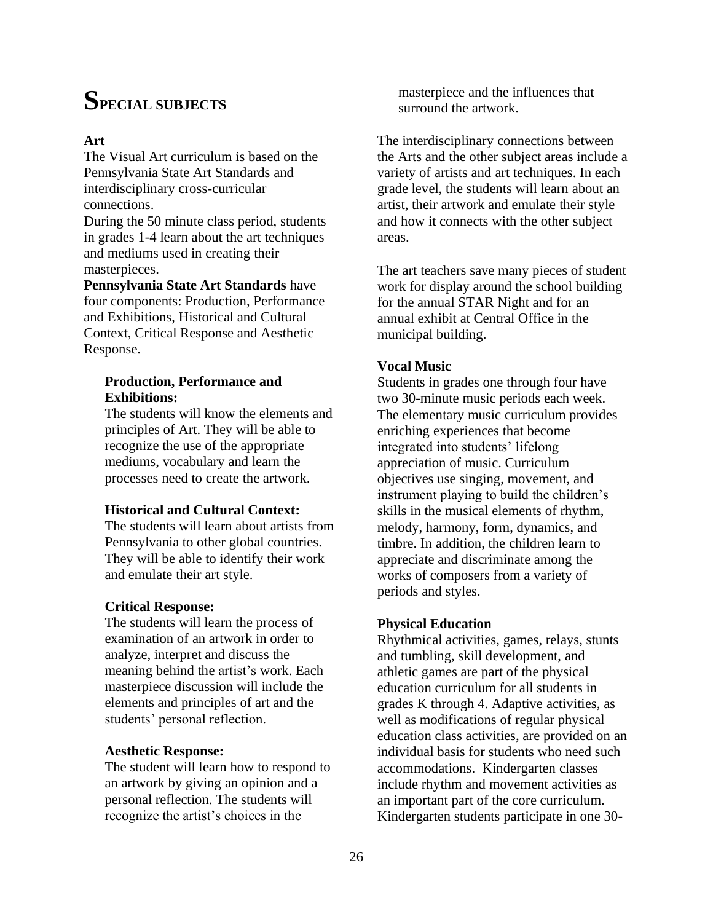# Special subjects

### Art

The Visual Art curriculum is based on the Pennsylvania State Art Standards and interdisciplinary cross-curricular connections.

During the 50 minute class period, students in grades 1-4 learn about the art techniques and mediums used in creating their masterpieces.

**Pennsylvania State Art Standards** have four components: Production, Performance and Exhibitions, Historical and Cultural Context, Critical Response and Aesthetic Response.

**Production, Performance and Exhibitions:**
The students will know the elements and principles of Art. They will be able to recognize the use of the appropriate mediums, vocabulary and learn the processes need to create the artwork.

**Historical and Cultural Context:**
The students will learn about artists from Pennsylvania to other global countries. They will be able to identify their work and emulate their art style.

**Critical Response:**
The students will learn the process of examination of an artwork in order to analyze, interpret and discuss the meaning behind the artist's work. Each masterpiece discussion will include the elements and principles of art and the students' personal reflection.

**Aesthetic Response:**
The student will learn how to respond to an artwork by giving an opinion and a personal reflection. The students will recognize the artist's choices in the masterpiece and the influences that surround the artwork.

The interdisciplinary connections between the Arts and the other subject areas include a variety of artists and art techniques. In each grade level, the students will learn about an artist, their artwork and emulate their style and how it connects with the other subject areas.

The art teachers save many pieces of student work for display around the school building for the annual STAR Night and for an annual exhibit at Central Office in the municipal building.

### Vocal Music

Students in grades one through four have two 30-minute music periods each week. The elementary music curriculum provides enriching experiences that become integrated into students' lifelong appreciation of music. Curriculum objectives use singing, movement, and instrument playing to build the children's skills in the musical elements of rhythm, melody, harmony, form, dynamics, and timbre. In addition, the children learn to appreciate and discriminate among the works of composers from a variety of periods and styles.

### Physical Education

Rhythmical activities, games, relays, stunts and tumbling, skill development, and athletic games are part of the physical education curriculum for all students in grades K through 4. Adaptive activities, as well as modifications of regular physical education class activities, are provided on an individual basis for students who need such accommodations. Kindergarten classes include rhythm and movement activities as an important part of the core curriculum. Kindergarten students participate in one 30-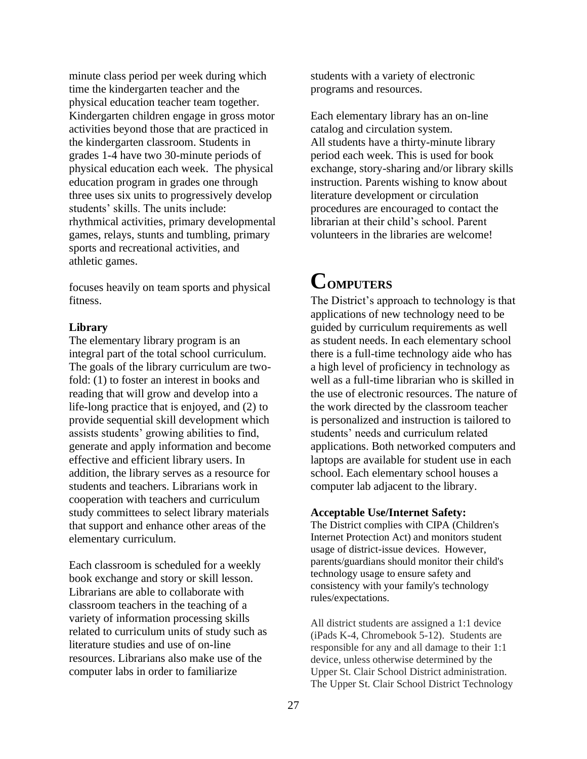minute class period per week during which time the kindergarten teacher and the physical education teacher team together. Kindergarten children engage in gross motor activities beyond those that are practiced in the kindergarten classroom. Students in grades 1-4 have two 30-minute periods of physical education each week. The physical education program in grades one through three uses six units to progressively develop students' skills. The units include: rhythmical activities, primary developmental games, relays, stunts and tumbling, primary sports and recreational activities, and athletic games.

focuses heavily on team sports and physical fitness.

**Library**

The elementary library program is an integral part of the total school curriculum. The goals of the library curriculum are two-fold: (1) to foster an interest in books and reading that will grow and develop into a life-long practice that is enjoyed, and (2) to provide sequential skill development which assists students' growing abilities to find, generate and apply information and become effective and efficient library users. In addition, the library serves as a resource for students and teachers. Librarians work in cooperation with teachers and curriculum study committees to select library materials that support and enhance other areas of the elementary curriculum.

Each classroom is scheduled for a weekly book exchange and story or skill lesson. Librarians are able to collaborate with classroom teachers in the teaching of a variety of information processing skills related to curriculum units of study such as literature studies and use of on-line resources. Librarians also make use of the computer labs in order to familiarize students with a variety of electronic programs and resources.

Each elementary library has an on-line catalog and circulation system.
All students have a thirty-minute library period each week. This is used for book exchange, story-sharing and/or library skills instruction. Parents wishing to know about literature development or circulation procedures are encouraged to contact the librarian at their child's school. Parent volunteers in the libraries are welcome!

# COMPUTERS

The District's approach to technology is that applications of new technology need to be guided by curriculum requirements as well as student needs. In each elementary school there is a full-time technology aide who has a high level of proficiency in technology as well as a full-time librarian who is skilled in the use of electronic resources. The nature of the work directed by the classroom teacher is personalized and instruction is tailored to students' needs and curriculum related applications. Both networked computers and laptops are available for student use in each school. Each elementary school houses a computer lab adjacent to the library.

**Acceptable Use/Internet Safety:**

The District complies with CIPA (Children's Internet Protection Act) and monitors student usage of district-issue devices. However, parents/guardians should monitor their child's technology usage to ensure safety and consistency with your family's technology rules/expectations.

All district students are assigned a 1:1 device (iPads K-4, Chromebook 5-12). Students are responsible for any and all damage to their 1:1 device, unless otherwise determined by the Upper St. Clair School District administration. The Upper St. Clair School District Technology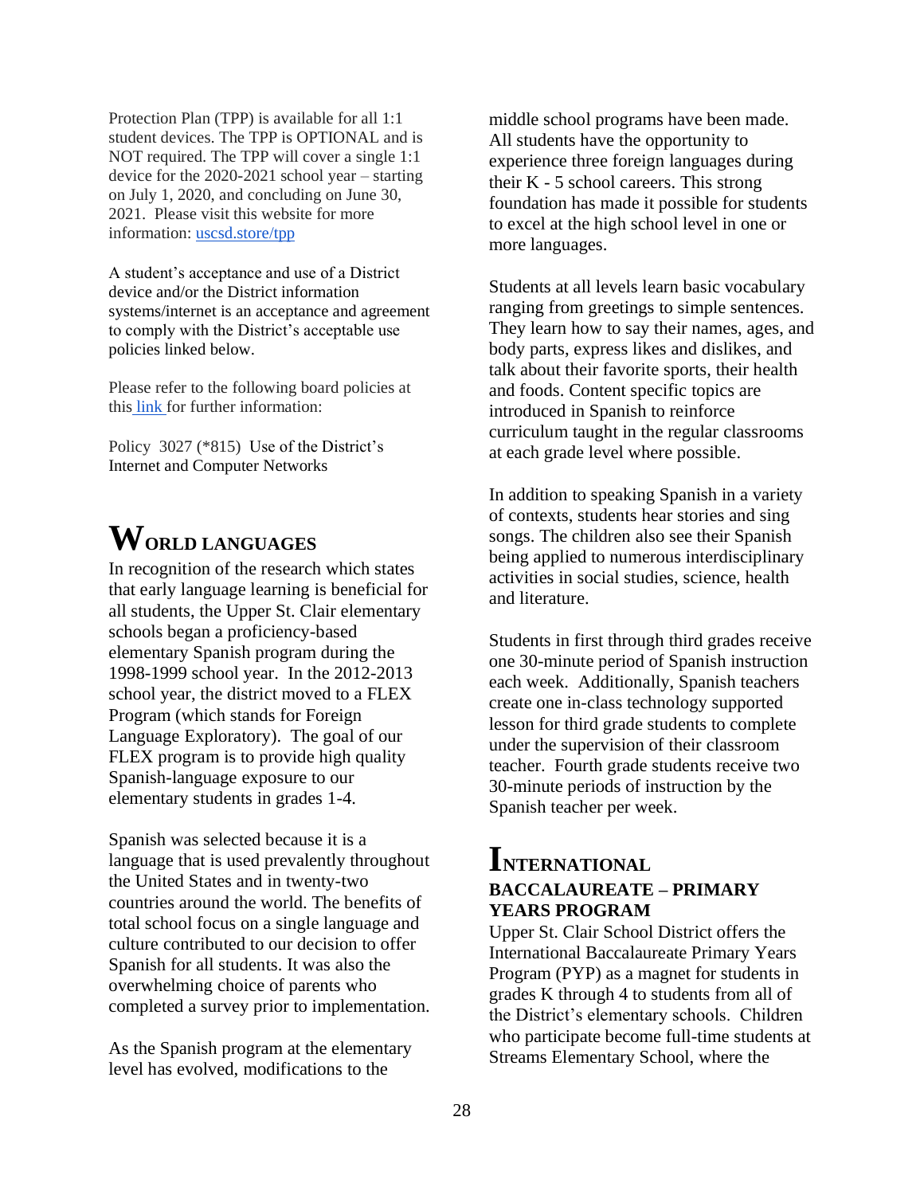Protection Plan (TPP) is available for all 1:1 student devices. The TPP is OPTIONAL and is NOT required. The TPP will cover a single 1:1 device for the 2020-2021 school year – starting on July 1, 2020, and concluding on June 30, 2021. Please visit this website for more information: [uscsd.store/tpp](uscsd.store/tpp)

A student's acceptance and use of a District device and/or the District information systems/internet is an acceptance and agreement to comply with the District's acceptable use policies linked below.

Please refer to the following board policies at this link for further information:

Policy 3027 (*815) Use of the District's Internet and Computer Networks

## World Languages

In recognition of the research which states that early language learning is beneficial for all students, the Upper St. Clair elementary schools began a proficiency-based elementary Spanish program during the 1998-1999 school year. In the 2012-2013 school year, the district moved to a FLEX Program (which stands for Foreign Language Exploratory). The goal of our FLEX program is to provide high quality Spanish-language exposure to our elementary students in grades 1-4.

Spanish was selected because it is a language that is used prevalently throughout the United States and in twenty-two countries around the world. The benefits of total school focus on a single language and culture contributed to our decision to offer Spanish for all students. It was also the overwhelming choice of parents who completed a survey prior to implementation.

As the Spanish program at the elementary level has evolved, modifications to the middle school programs have been made. All students have the opportunity to experience three foreign languages during their K - 5 school careers. This strong foundation has made it possible for students to excel at the high school level in one or more languages.

Students at all levels learn basic vocabulary ranging from greetings to simple sentences. They learn how to say their names, ages, and body parts, express likes and dislikes, and talk about their favorite sports, their health and foods. Content specific topics are introduced in Spanish to reinforce curriculum taught in the regular classrooms at each grade level where possible.

In addition to speaking Spanish in a variety of contexts, students hear stories and sing songs. The children also see their Spanish being applied to numerous interdisciplinary activities in social studies, science, health and literature.

Students in first through third grades receive one 30-minute period of Spanish instruction each week. Additionally, Spanish teachers create one in-class technology supported lesson for third grade students to complete under the supervision of their classroom teacher. Fourth grade students receive two 30-minute periods of instruction by the Spanish teacher per week.

## International Baccalaureate – Primary Years Program

Upper St. Clair School District offers the International Baccalaureate Primary Years Program (PYP) as a magnet for students in grades K through 4 to students from all of the District's elementary schools. Children who participate become full-time students at Streams Elementary School, where the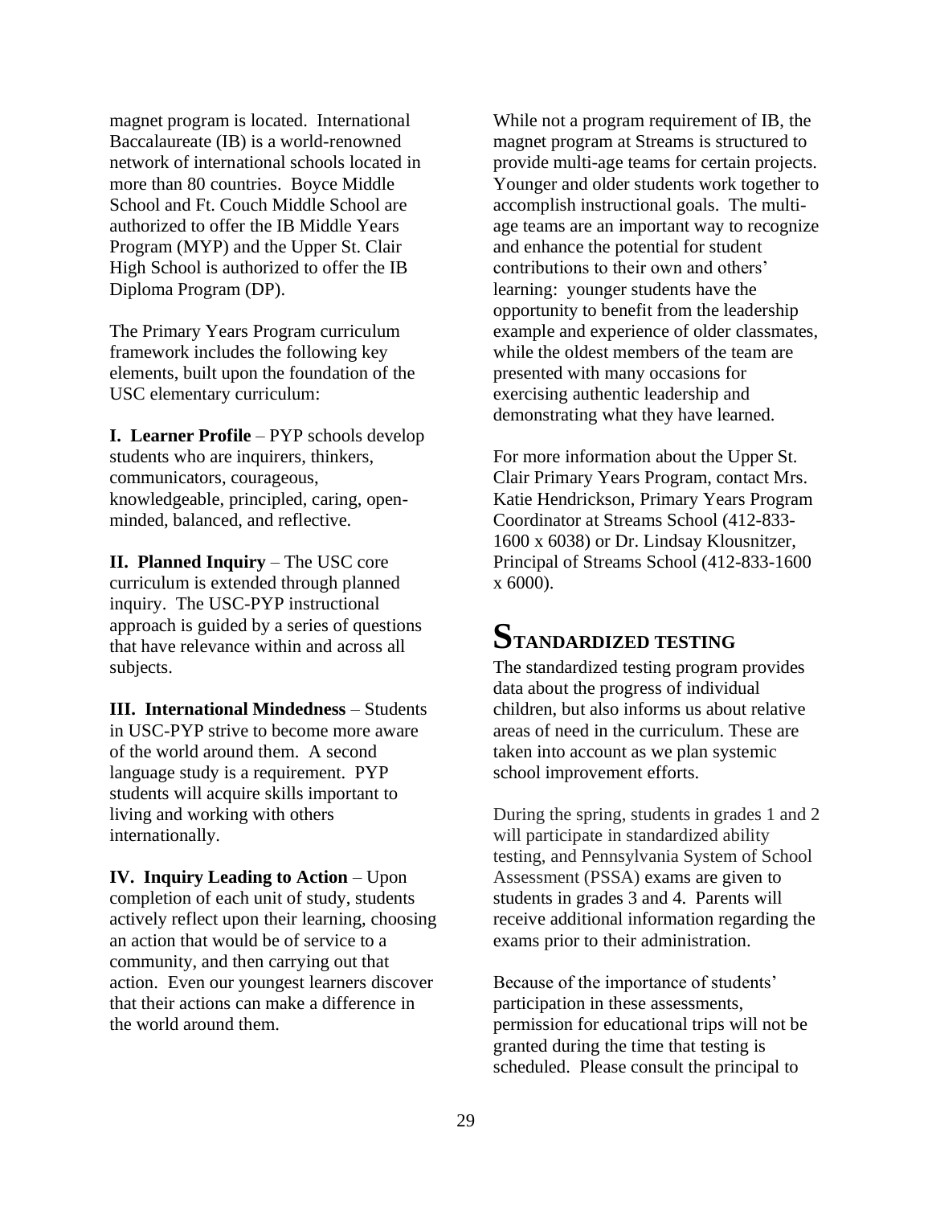magnet program is located. International Baccalaureate (IB) is a world-renowned network of international schools located in more than 80 countries. Boyce Middle School and Ft. Couch Middle School are authorized to offer the IB Middle Years Program (MYP) and the Upper St. Clair High School is authorized to offer the IB Diploma Program (DP).

The Primary Years Program curriculum framework includes the following key elements, built upon the foundation of the USC elementary curriculum:

**I. Learner Profile** – PYP schools develop students who are inquirers, thinkers, communicators, courageous, knowledgeable, principled, caring, open-minded, balanced, and reflective.

**II. Planned Inquiry** – The USC core curriculum is extended through planned inquiry. The USC-PYP instructional approach is guided by a series of questions that have relevance within and across all subjects.

**III. International Mindedness** – Students in USC-PYP strive to become more aware of the world around them. A second language study is a requirement. PYP students will acquire skills important to living and working with others internationally.

**IV. Inquiry Leading to Action** – Upon completion of each unit of study, students actively reflect upon their learning, choosing an action that would be of service to a community, and then carrying out that action. Even our youngest learners discover that their actions can make a difference in the world around them.

While not a program requirement of IB, the magnet program at Streams is structured to provide multi-age teams for certain projects. Younger and older students work together to accomplish instructional goals. The multi-age teams are an important way to recognize and enhance the potential for student contributions to their own and others' learning: younger students have the opportunity to benefit from the leadership example and experience of older classmates, while the oldest members of the team are presented with many occasions for exercising authentic leadership and demonstrating what they have learned.

For more information about the Upper St. Clair Primary Years Program, contact Mrs. Katie Hendrickson, Primary Years Program Coordinator at Streams School (412-833-1600 x 6038) or Dr. Lindsay Klousnitzer, Principal of Streams School (412-833-1600 x 6000).

# STANDARDIZED TESTING

The standardized testing program provides data about the progress of individual children, but also informs us about relative areas of need in the curriculum. These are taken into account as we plan systemic school improvement efforts.

During the spring, students in grades 1 and 2 will participate in standardized ability testing, and Pennsylvania System of School Assessment (PSSA) exams are given to students in grades 3 and 4. Parents will receive additional information regarding the exams prior to their administration.

Because of the importance of students' participation in these assessments, permission for educational trips will not be granted during the time that testing is scheduled. Please consult the principal to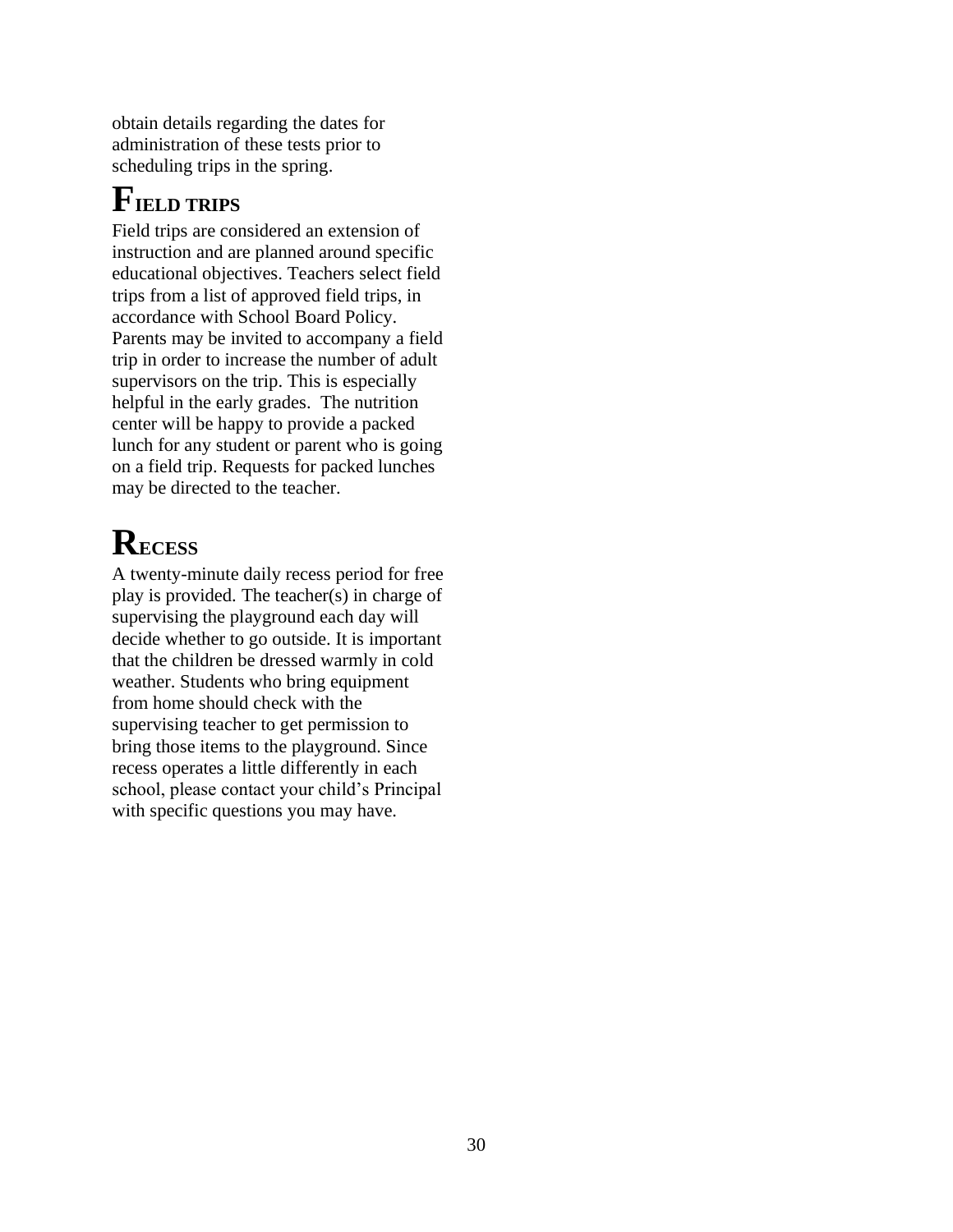obtain details regarding the dates for administration of these tests prior to scheduling trips in the spring.

# FIELD TRIPS

Field trips are considered an extension of instruction and are planned around specific educational objectives. Teachers select field trips from a list of approved field trips, in accordance with School Board Policy. Parents may be invited to accompany a field trip in order to increase the number of adult supervisors on the trip. This is especially helpful in the early grades. The nutrition center will be happy to provide a packed lunch for any student or parent who is going on a field trip. Requests for packed lunches may be directed to the teacher.

# RECESS

A twenty-minute daily recess period for free play is provided. The teacher(s) in charge of supervising the playground each day will decide whether to go outside. It is important that the children be dressed warmly in cold weather. Students who bring equipment from home should check with the supervising teacher to get permission to bring those items to the playground. Since recess operates a little differently in each school, please contact your child's Principal with specific questions you may have.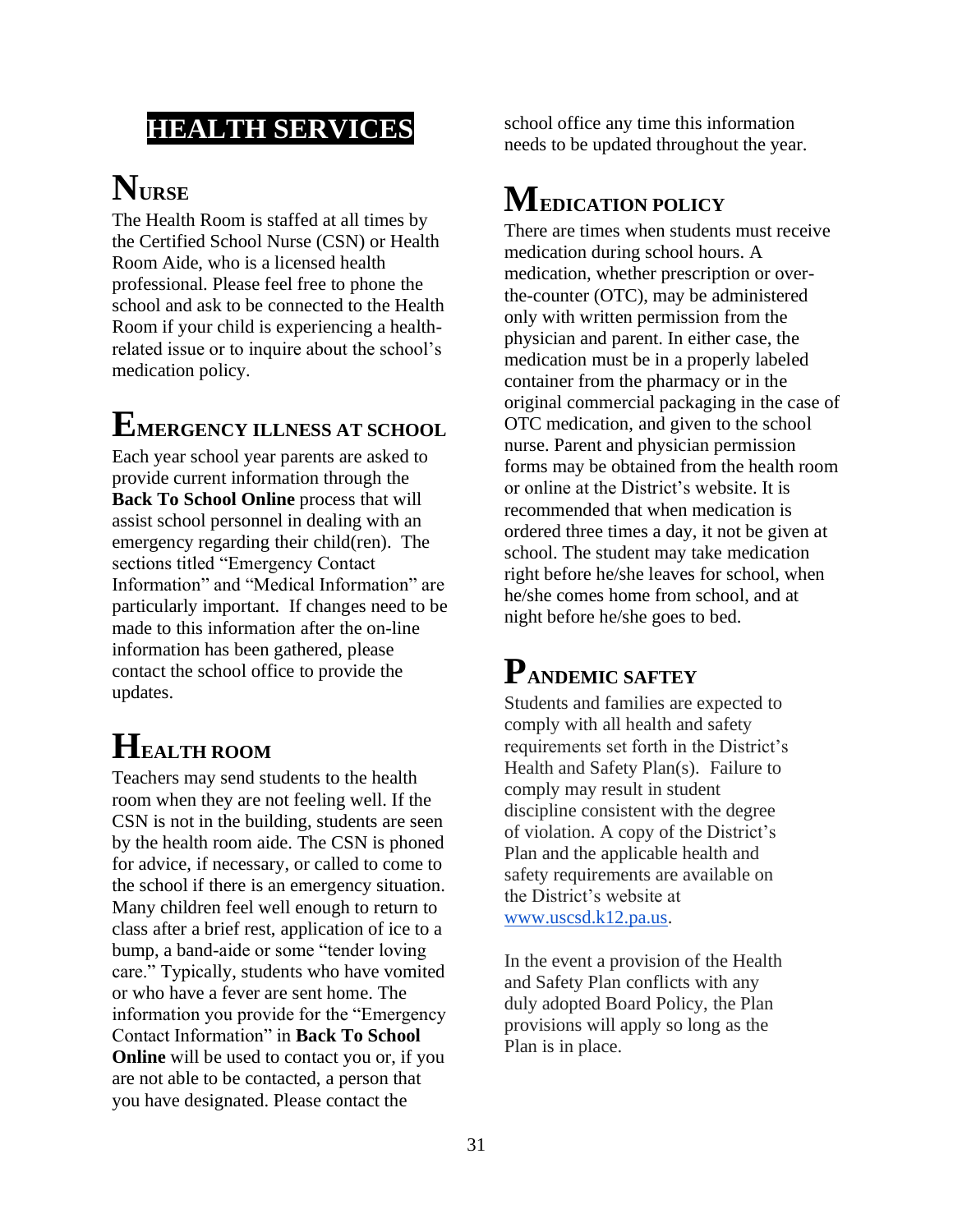# HEALTH SERVICES

## NURSE

The Health Room is staffed at all times by the Certified School Nurse (CSN) or Health Room Aide, who is a licensed health professional. Please feel free to phone the school and ask to be connected to the Health Room if your child is experiencing a health-related issue or to inquire about the school's medication policy.

## EMERGENCY ILLNESS AT SCHOOL

Each year school year parents are asked to provide current information through the **Back To School Online** process that will assist school personnel in dealing with an emergency regarding their child(ren). The sections titled "Emergency Contact Information" and "Medical Information" are particularly important. If changes need to be made to this information after the on-line information has been gathered, please contact the school office to provide the updates.

## HEALTH ROOM

Teachers may send students to the health room when they are not feeling well. If the CSN is not in the building, students are seen by the health room aide. The CSN is phoned for advice, if necessary, or called to come to the school if there is an emergency situation. Many children feel well enough to return to class after a brief rest, application of ice to a bump, a band-aide or some "tender loving care." Typically, students who have vomited or who have a fever are sent home. The information you provide for the "Emergency Contact Information" in **Back To School Online** will be used to contact you or, if you are not able to be contacted, a person that you have designated. Please contact the school office any time this information needs to be updated throughout the year.

## MEDICATION POLICY

There are times when students must receive medication during school hours. A medication, whether prescription or over-the-counter (OTC), may be administered only with written permission from the physician and parent. In either case, the medication must be in a properly labeled container from the pharmacy or in the original commercial packaging in the case of OTC medication, and given to the school nurse. Parent and physician permission forms may be obtained from the health room or online at the District's website. It is recommended that when medication is ordered three times a day, it not be given at school. The student may take medication right before he/she leaves for school, when he/she comes home from school, and at night before he/she goes to bed.

## PANDEMIC SAFTEY

Students and families are expected to comply with all health and safety requirements set forth in the District's Health and Safety Plan(s). Failure to comply may result in student discipline consistent with the degree of violation. A copy of the District's Plan and the applicable health and safety requirements are available on the District's website at [www.uscsd.k12.pa.us](http://www.uscsd.k12.pa.us).

In the event a provision of the Health and Safety Plan conflicts with any duly adopted Board Policy, the Plan provisions will apply so long as the Plan is in place.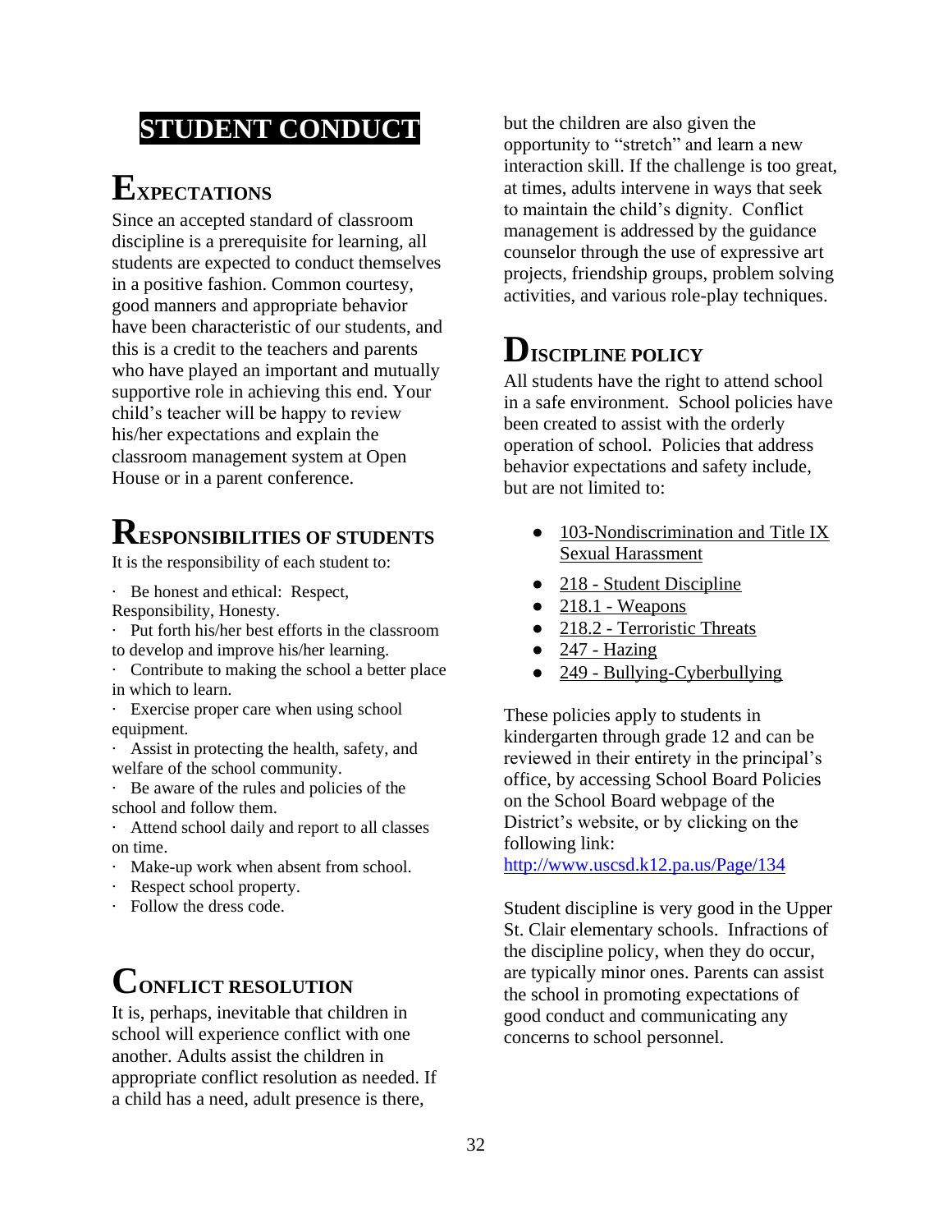# STUDENT CONDUCT

## EXPECTATIONS

Since an accepted standard of classroom discipline is a prerequisite for learning, all students are expected to conduct themselves in a positive fashion. Common courtesy, good manners and appropriate behavior have been characteristic of our students, and this is a credit to the teachers and parents who have played an important and mutually supportive role in achieving this end. Your child's teacher will be happy to review his/her expectations and explain the classroom management system at Open House or in a parent conference.

## RESPONSIBILITIES OF STUDENTS

It is the responsibility of each student to:

- Be honest and ethical: Respect, Responsibility, Honesty.
- Put forth his/her best efforts in the classroom to develop and improve his/her learning.
- Contribute to making the school a better place in which to learn.
- Exercise proper care when using school equipment.
- Assist in protecting the health, safety, and welfare of the school community.
- Be aware of the rules and policies of the school and follow them.
- Attend school daily and report to all classes on time.
- Make-up work when absent from school.
- Respect school property.
- Follow the dress code.

## CONFLICT RESOLUTION

It is, perhaps, inevitable that children in school will experience conflict with one another. Adults assist the children in appropriate conflict resolution as needed. If a child has a need, adult presence is there, but the children are also given the opportunity to "stretch" and learn a new interaction skill. If the challenge is too great, at times, adults intervene in ways that seek to maintain the child's dignity. Conflict management is addressed by the guidance counselor through the use of expressive art projects, friendship groups, problem solving activities, and various role-play techniques.

## DISCIPLINE POLICY

All students have the right to attend school in a safe environment. School policies have been created to assist with the orderly operation of school. Policies that address behavior expectations and safety include, but are not limited to:

- 103-Nondiscrimination and Title IX Sexual Harassment
- 218 - Student Discipline
- 218.1 - Weapons
- 218.2 - Terroristic Threats
- 247 - Hazing
- 249 - Bullying-Cyberbullying

These policies apply to students in kindergarten through grade 12 and can be reviewed in their entirety in the principal's office, by accessing School Board Policies on the School Board webpage of the District's website, or by clicking on the following link: http://www.uscsd.k12.pa.us/Page/134

Student discipline is very good in the Upper St. Clair elementary schools. Infractions of the discipline policy, when they do occur, are typically minor ones. Parents can assist the school in promoting expectations of good conduct and communicating any concerns to school personnel.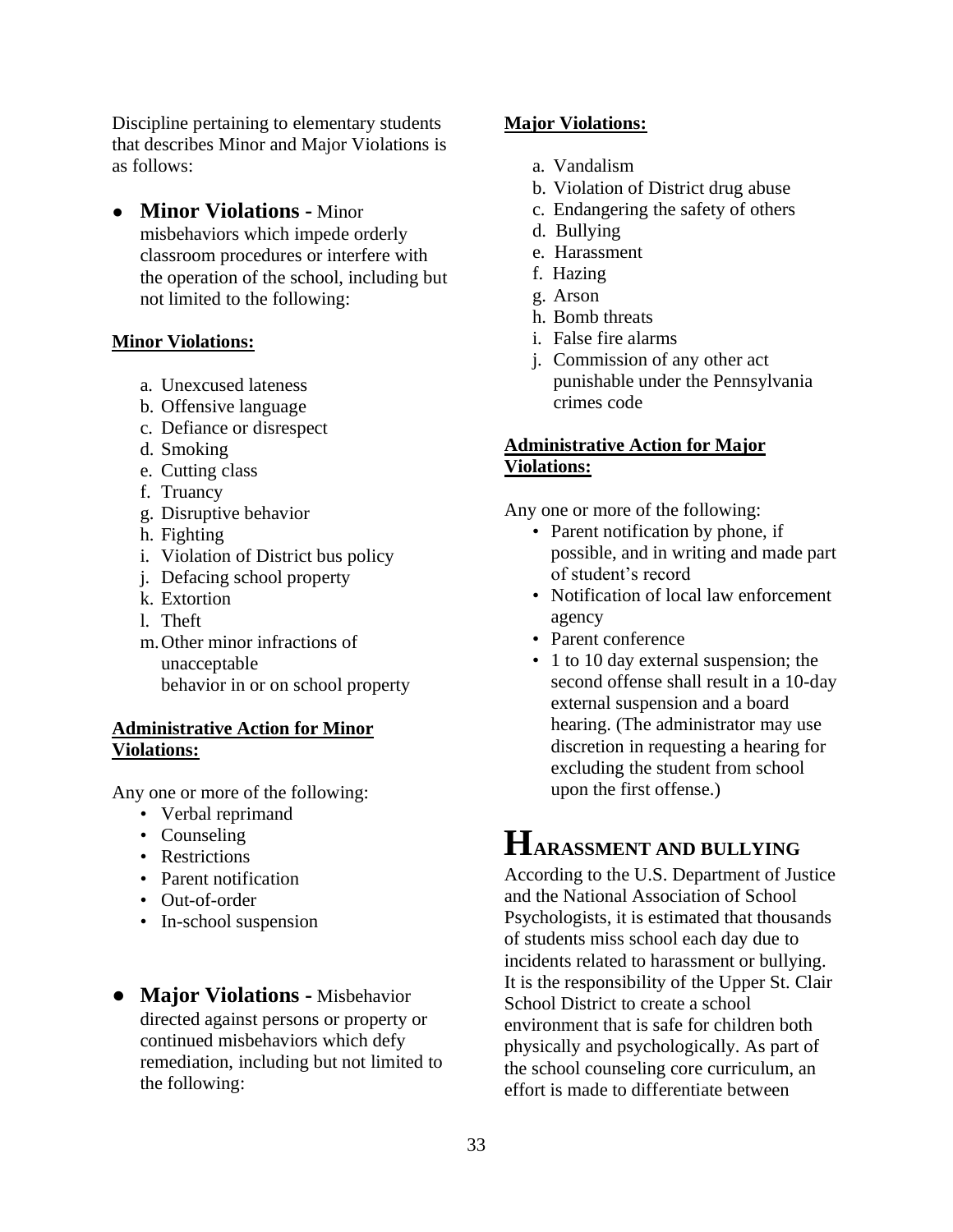Discipline pertaining to elementary students that describes Minor and Major Violations is as follows:

- **Minor Violations -** Minor misbehaviors which impede orderly classroom procedures or interfere with the operation of the school, including but not limited to the following:

**Minor Violations:**

a. Unexcused lateness
b. Offensive language
c. Defiance or disrespect
d. Smoking
e. Cutting class
f. Truancy
g. Disruptive behavior
h. Fighting
i. Violation of District bus policy
j. Defacing school property
k. Extortion
l. Theft
m. Other minor infractions of unacceptable behavior in or on school property

**Administrative Action for Minor Violations:**

Any one or more of the following:

- Verbal reprimand
- Counseling
- Restrictions
- Parent notification
- Out-of-order
- In-school suspension

- **Major Violations -** Misbehavior directed against persons or property or continued misbehaviors which defy remediation, including but not limited to the following:

**Major Violations:**

a. Vandalism
b. Violation of District drug abuse
c. Endangering the safety of others
d. Bullying
e. Harassment
f. Hazing
g. Arson
h. Bomb threats
i. False fire alarms
j. Commission of any other act punishable under the Pennsylvania crimes code

**Administrative Action for Major Violations:**

Any one or more of the following:

- Parent notification by phone, if possible, and in writing and made part of student's record
- Notification of local law enforcement agency
- Parent conference
- 1 to 10 day external suspension; the second offense shall result in a 10-day external suspension and a board hearing. (The administrator may use discretion in requesting a hearing for excluding the student from school upon the first offense.)

# HARASSMENT AND BULLYING

According to the U.S. Department of Justice and the National Association of School Psychologists, it is estimated that thousands of students miss school each day due to incidents related to harassment or bullying. It is the responsibility of the Upper St. Clair School District to create a school environment that is safe for children both physically and psychologically. As part of the school counseling core curriculum, an effort is made to differentiate between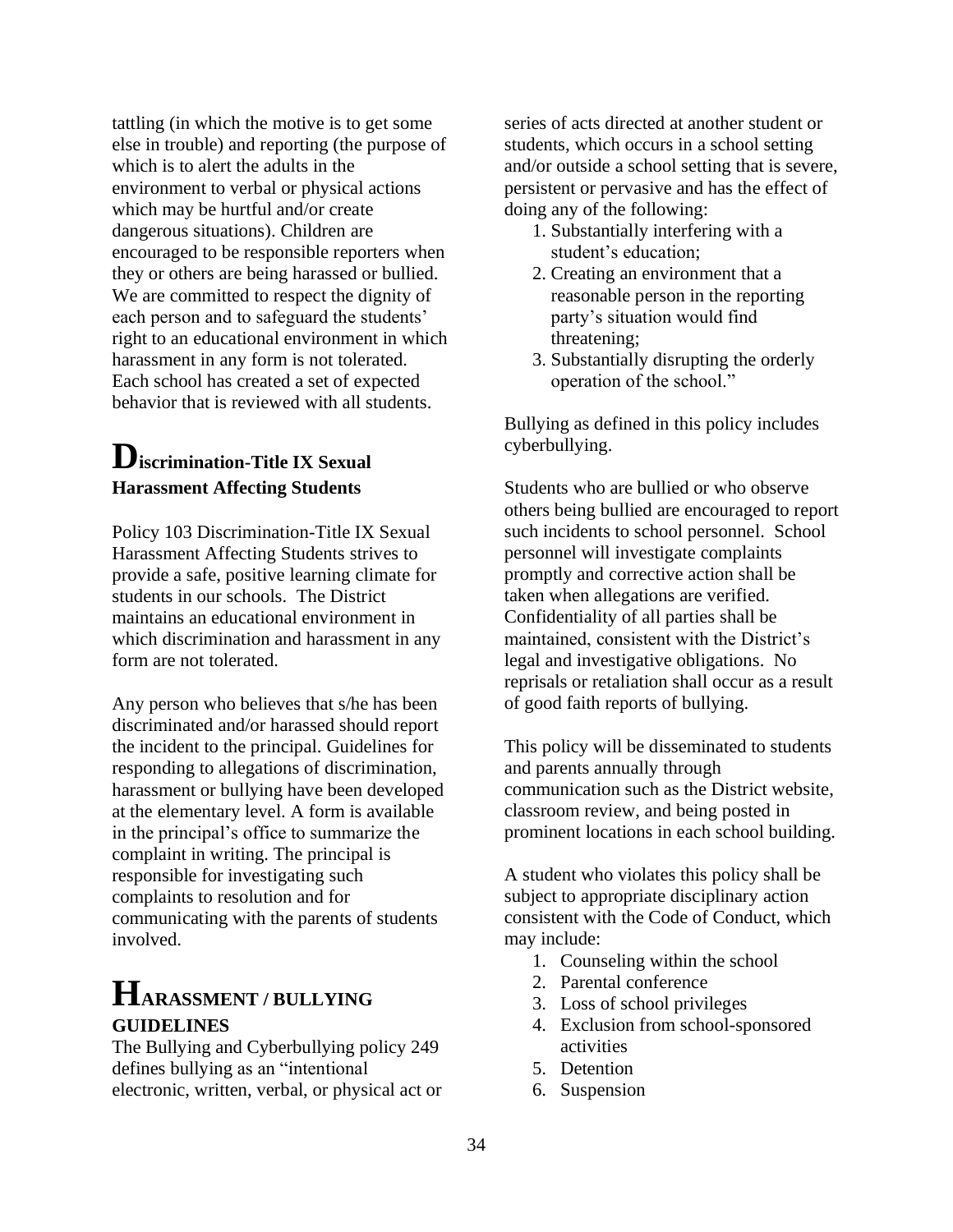tattling (in which the motive is to get some else in trouble) and reporting (the purpose of which is to alert the adults in the environment to verbal or physical actions which may be hurtful and/or create dangerous situations). Children are encouraged to be responsible reporters when they or others are being harassed or bullied. We are committed to respect the dignity of each person and to safeguard the students' right to an educational environment in which harassment in any form is not tolerated. Each school has created a set of expected behavior that is reviewed with all students.

## Discrimination-Title IX Sexual Harassment Affecting Students

Policy 103 Discrimination-Title IX Sexual Harassment Affecting Students strives to provide a safe, positive learning climate for students in our schools. The District maintains an educational environment in which discrimination and harassment in any form are not tolerated.

Any person who believes that s/he has been discriminated and/or harassed should report the incident to the principal. Guidelines for responding to allegations of discrimination, harassment or bullying have been developed at the elementary level. A form is available in the principal's office to summarize the complaint in writing. The principal is responsible for investigating such complaints to resolution and for communicating with the parents of students involved.

## HARASSMENT / BULLYING GUIDELINES

The Bullying and Cyberbullying policy 249 defines bullying as an "intentional electronic, written, verbal, or physical act or series of acts directed at another student or students, which occurs in a school setting and/or outside a school setting that is severe, persistent or pervasive and has the effect of doing any of the following:

1. Substantially interfering with a student's education;
2. Creating an environment that a reasonable person in the reporting party's situation would find threatening;
3. Substantially disrupting the orderly operation of the school."

Bullying as defined in this policy includes cyberbullying.

Students who are bullied or who observe others being bullied are encouraged to report such incidents to school personnel. School personnel will investigate complaints promptly and corrective action shall be taken when allegations are verified. Confidentiality of all parties shall be maintained, consistent with the District's legal and investigative obligations. No reprisals or retaliation shall occur as a result of good faith reports of bullying.

This policy will be disseminated to students and parents annually through communication such as the District website, classroom review, and being posted in prominent locations in each school building.

A student who violates this policy shall be subject to appropriate disciplinary action consistent with the Code of Conduct, which may include:

1. Counseling within the school
2. Parental conference
3. Loss of school privileges
4. Exclusion from school-sponsored activities
5. Detention
6. Suspension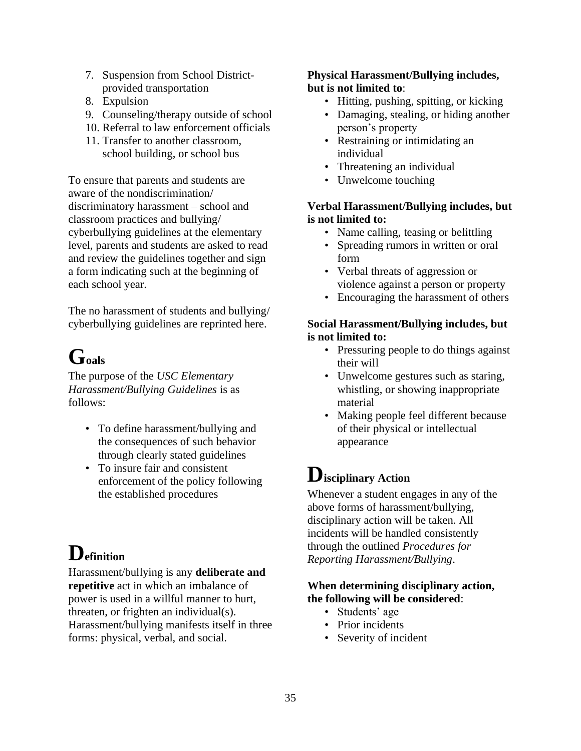7. Suspension from School District-provided transportation
8. Expulsion
9. Counseling/therapy outside of school
10. Referral to law enforcement officials
11. Transfer to another classroom, school building, or school bus

To ensure that parents and students are aware of the nondiscrimination/ discriminatory harassment – school and classroom practices and bullying/ cyberbullying guidelines at the elementary level, parents and students are asked to read and review the guidelines together and sign a form indicating such at the beginning of each school year.

The no harassment of students and bullying/ cyberbullying guidelines are reprinted here.

## Goals

The purpose of the *USC Elementary Harassment/Bullying Guidelines* is as follows:

- To define harassment/bullying and the consequences of such behavior through clearly stated guidelines
- To insure fair and consistent enforcement of the policy following the established procedures

## Definition

Harassment/bullying is any **deliberate and repetitive** act in which an imbalance of power is used in a willful manner to hurt, threaten, or frighten an individual(s). Harassment/bullying manifests itself in three forms: physical, verbal, and social.

**Physical Harassment/Bullying includes, but is not limited to**:

- Hitting, pushing, spitting, or kicking
- Damaging, stealing, or hiding another person's property
- Restraining or intimidating an individual
- Threatening an individual
- Unwelcome touching

**Verbal Harassment/Bullying includes, but is not limited to:**

- Name calling, teasing or belittling
- Spreading rumors in written or oral form
- Verbal threats of aggression or violence against a person or property
- Encouraging the harassment of others

**Social Harassment/Bullying includes, but is not limited to:**

- Pressuring people to do things against their will
- Unwelcome gestures such as staring, whistling, or showing inappropriate material
- Making people feel different because of their physical or intellectual appearance

## Disciplinary Action

Whenever a student engages in any of the above forms of harassment/bullying, disciplinary action will be taken. All incidents will be handled consistently through the outlined *Procedures for Reporting Harassment/Bullying*.

**When determining disciplinary action, the following will be considered**:

- Students' age
- Prior incidents
- Severity of incident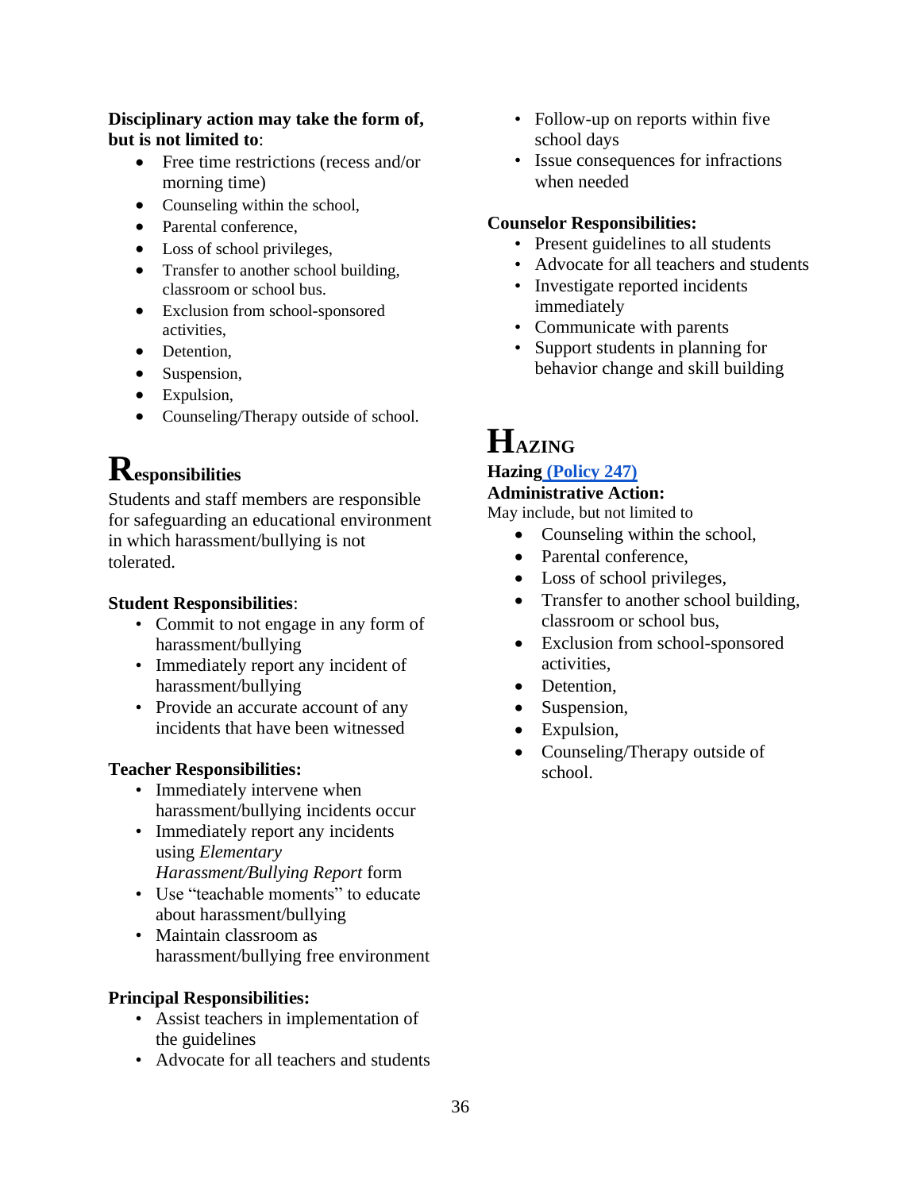**Disciplinary action may take the form of, but is not limited to**:

- Free time restrictions (recess and/or morning time)
- Counseling within the school,
- Parental conference,
- Loss of school privileges,
- Transfer to another school building, classroom or school bus.
- Exclusion from school-sponsored activities,
- Detention,
- Suspension,
- Expulsion,
- Counseling/Therapy outside of school.

# Responsibilities

Students and staff members are responsible for safeguarding an educational environment in which harassment/bullying is not tolerated.

**Student Responsibilities**:

- Commit to not engage in any form of harassment/bullying
- Immediately report any incident of harassment/bullying
- Provide an accurate account of any incidents that have been witnessed

**Teacher Responsibilities:**

- Immediately intervene when harassment/bullying incidents occur
- Immediately report any incidents using *Elementary Harassment/Bullying Report* form
- Use "teachable moments" to educate about harassment/bullying
- Maintain classroom as harassment/bullying free environment

**Principal Responsibilities:**

- Assist teachers in implementation of the guidelines
- Advocate for all teachers and students
- Follow-up on reports within five school days
- Issue consequences for infractions when needed

**Counselor Responsibilities:**

- Present guidelines to all students
- Advocate for all teachers and students
- Investigate reported incidents immediately
- Communicate with parents
- Support students in planning for behavior change and skill building

# Hazing

**Hazing (Policy 247)**

**Administrative Action:**

May include, but not limited to

- Counseling within the school,
- Parental conference,
- Loss of school privileges,
- Transfer to another school building, classroom or school bus,
- Exclusion from school-sponsored activities,
- Detention,
- Suspension,
- Expulsion,
- Counseling/Therapy outside of school.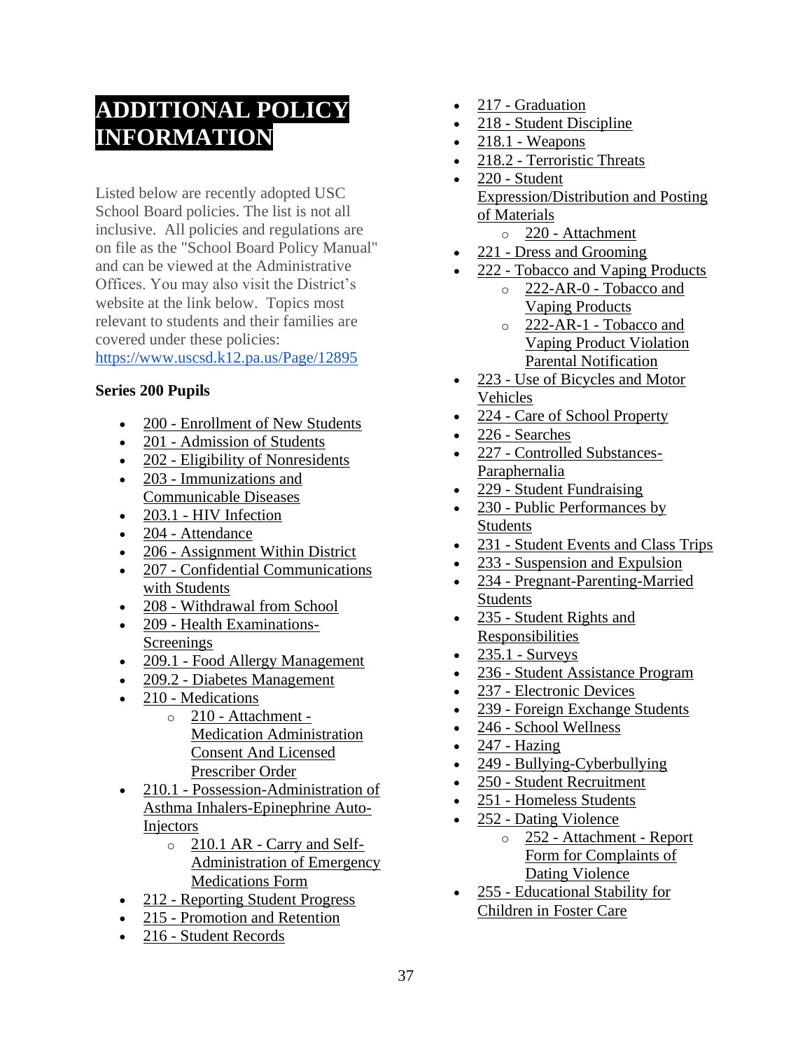# ADDITIONAL POLICY INFORMATION

Listed below are recently adopted USC School Board policies. The list is not all inclusive. All policies and regulations are on file as the "School Board Policy Manual" and can be viewed at the Administrative Offices. You may also visit the District's website at the link below. Topics most relevant to students and their families are covered under these policies: https://www.uscsd.k12.pa.us/Page/12895

**Series 200 Pupils**

- 200 - Enrollment of New Students
- 201 - Admission of Students
- 202 - Eligibility of Nonresidents
- 203 - Immunizations and Communicable Diseases
- 203.1 - HIV Infection
- 204 - Attendance
- 206 - Assignment Within District
- 207 - Confidential Communications with Students
- 208 - Withdrawal from School
- 209 - Health Examinations-Screenings
- 209.1 - Food Allergy Management
- 209.2 - Diabetes Management
- 210 - Medications
  - 210 - Attachment - Medication Administration Consent And Licensed Prescriber Order
- 210.1 - Possession-Administration of Asthma Inhalers-Epinephrine Auto-Injectors
  - 210.1 AR - Carry and Self-Administration of Emergency Medications Form
- 212 - Reporting Student Progress
- 215 - Promotion and Retention
- 216 - Student Records
- 217 - Graduation
- 218 - Student Discipline
- 218.1 - Weapons
- 218.2 - Terroristic Threats
- 220 - Student Expression/Distribution and Posting of Materials
  - 220 - Attachment
- 221 - Dress and Grooming
- 222 - Tobacco and Vaping Products
  - 222-AR-0 - Tobacco and Vaping Products
  - 222-AR-1 - Tobacco and Vaping Product Violation Parental Notification
- 223 - Use of Bicycles and Motor Vehicles
- 224 - Care of School Property
- 226 - Searches
- 227 - Controlled Substances-Paraphernalia
- 229 - Student Fundraising
- 230 - Public Performances by Students
- 231 - Student Events and Class Trips
- 233 - Suspension and Expulsion
- 234 - Pregnant-Parenting-Married Students
- 235 - Student Rights and Responsibilities
- 235.1 - Surveys
- 236 - Student Assistance Program
- 237 - Electronic Devices
- 239 - Foreign Exchange Students
- 246 - School Wellness
- 247 - Hazing
- 249 - Bullying-Cyberbullying
- 250 - Student Recruitment
- 251 - Homeless Students
- 252 - Dating Violence
  - 252 - Attachment - Report Form for Complaints of Dating Violence
- 255 - Educational Stability for Children in Foster Care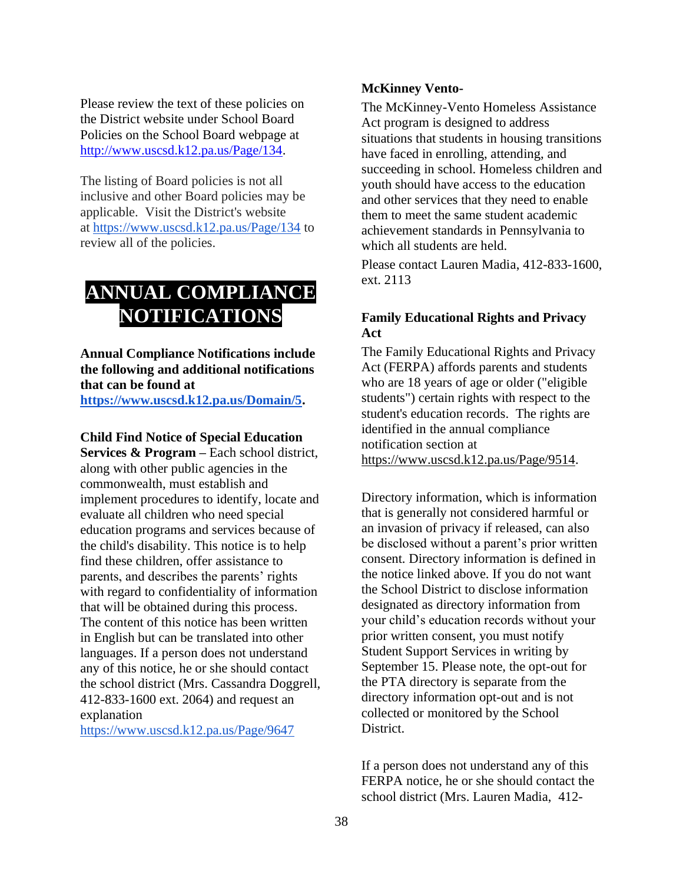Please review the text of these policies on the District website under School Board Policies on the School Board webpage at http://www.uscsd.k12.pa.us/Page/134.

The listing of Board policies is not all inclusive and other Board policies may be applicable. Visit the District's website at https://www.uscsd.k12.pa.us/Page/134 to review all of the policies.

# ANNUAL COMPLIANCE NOTIFICATIONS

**Annual Compliance Notifications include the following and additional notifications that can be found at https://www.uscsd.k12.pa.us/Domain/5.**

**Child Find Notice of Special Education Services & Program** – Each school district, along with other public agencies in the commonwealth, must establish and implement procedures to identify, locate and evaluate all children who need special education programs and services because of the child's disability. This notice is to help find these children, offer assistance to parents, and describes the parents' rights with regard to confidentiality of information that will be obtained during this process. The content of this notice has been written in English but can be translated into other languages. If a person does not understand any of this notice, he or she should contact the school district (Mrs. Cassandra Doggrell, 412-833-1600 ext. 2064) and request an explanation https://www.uscsd.k12.pa.us/Page/9647

**McKinney Vento-**

The McKinney-Vento Homeless Assistance Act program is designed to address situations that students in housing transitions have faced in enrolling, attending, and succeeding in school. Homeless children and youth should have access to the education and other services that they need to enable them to meet the same student academic achievement standards in Pennsylvania to which all students are held.

Please contact Lauren Madia, 412-833-1600, ext. 2113

**Family Educational Rights and Privacy Act**

The Family Educational Rights and Privacy Act (FERPA) affords parents and students who are 18 years of age or older ("eligible students") certain rights with respect to the student's education records. The rights are identified in the annual compliance notification section at https://www.uscsd.k12.pa.us/Page/9514.

Directory information, which is information that is generally not considered harmful or an invasion of privacy if released, can also be disclosed without a parent's prior written consent. Directory information is defined in the notice linked above. If you do not want the School District to disclose information designated as directory information from your child's education records without your prior written consent, you must notify Student Support Services in writing by September 15. Please note, the opt-out for the PTA directory is separate from the directory information opt-out and is not collected or monitored by the School District.

If a person does not understand any of this FERPA notice, he or she should contact the school district (Mrs. Lauren Madia, 412-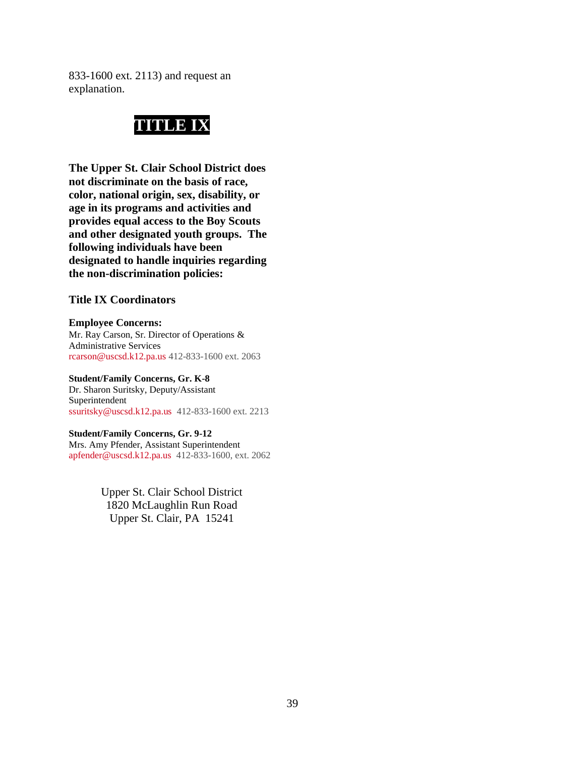833-1600 ext. 2113) and request an explanation.

# TITLE IX

**The Upper St. Clair School District does not discriminate on the basis of race, color, national origin, sex, disability, or age in its programs and activities and provides equal access to the Boy Scouts and other designated youth groups. The following individuals have been designated to handle inquiries regarding the non-discrimination policies:**

## Title IX Coordinators

**Employee Concerns:**
Mr. Ray Carson, Sr. Director of Operations & Administrative Services
rcarson@uscsd.k12.pa.us 412-833-1600 ext. 2063

**Student/Family Concerns, Gr. K-8**
Dr. Sharon Suritsky, Deputy/Assistant Superintendent
ssuritsky@uscsd.k12.pa.us 412-833-1600 ext. 2213

**Student/Family Concerns, Gr. 9-12**
Mrs. Amy Pfender, Assistant Superintendent
apfender@uscsd.k12.pa.us 412-833-1600, ext. 2062

Upper St. Clair School District
1820 McLaughlin Run Road
Upper St. Clair, PA 15241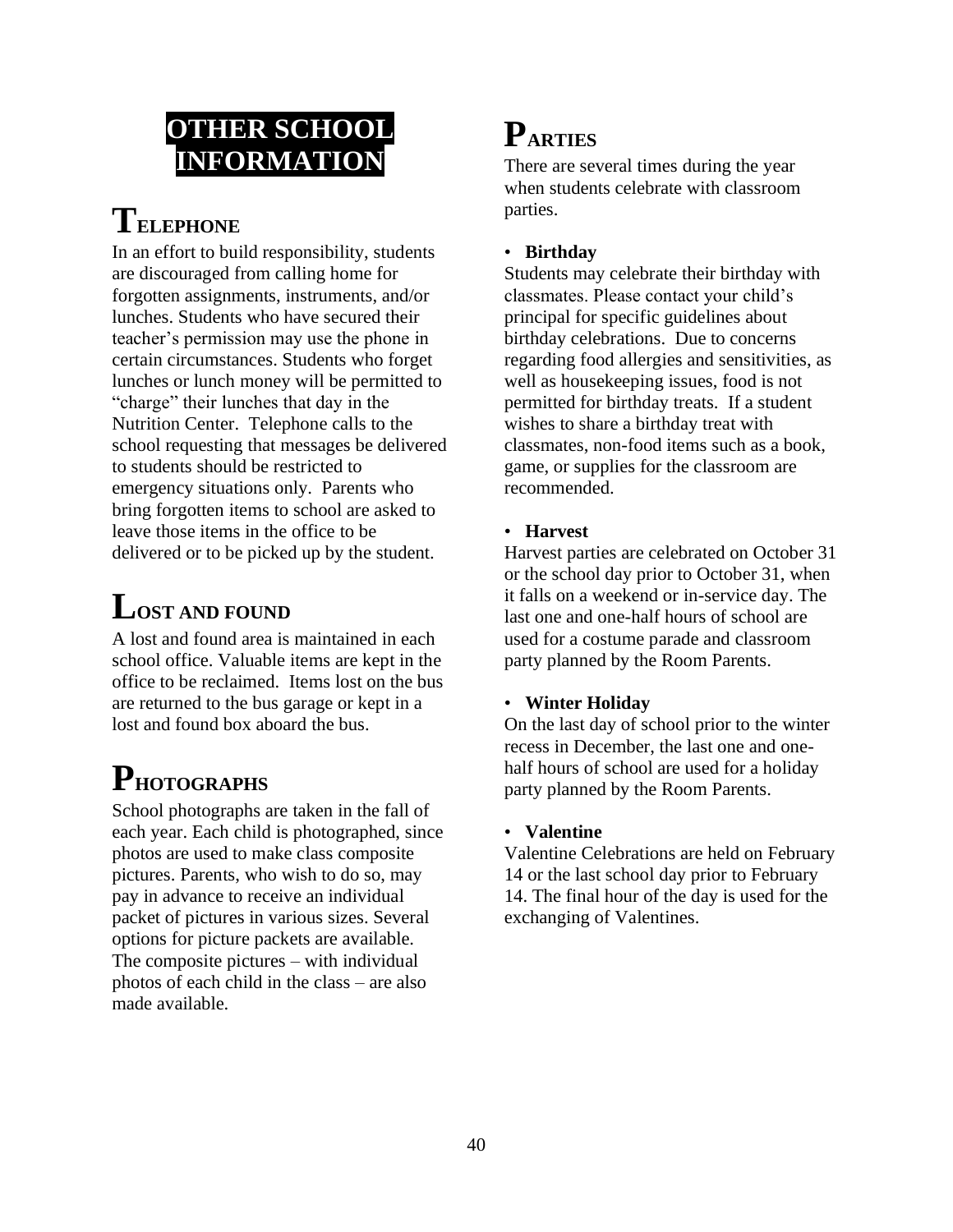# OTHER SCHOOL INFORMATION

## TELEPHONE

In an effort to build responsibility, students are discouraged from calling home for forgotten assignments, instruments, and/or lunches. Students who have secured their teacher's permission may use the phone in certain circumstances. Students who forget lunches or lunch money will be permitted to "charge" their lunches that day in the Nutrition Center. Telephone calls to the school requesting that messages be delivered to students should be restricted to emergency situations only. Parents who bring forgotten items to school are asked to leave those items in the office to be delivered or to be picked up by the student.

## LOST AND FOUND

A lost and found area is maintained in each school office. Valuable items are kept in the office to be reclaimed. Items lost on the bus are returned to the bus garage or kept in a lost and found box aboard the bus.

## PHOTOGRAPHS

School photographs are taken in the fall of each year. Each child is photographed, since photos are used to make class composite pictures. Parents, who wish to do so, may pay in advance to receive an individual packet of pictures in various sizes. Several options for picture packets are available. The composite pictures – with individual photos of each child in the class – are also made available.

## PARTIES

There are several times during the year when students celebrate with classroom parties.

- **Birthday**

Students may celebrate their birthday with classmates. Please contact your child's principal for specific guidelines about birthday celebrations. Due to concerns regarding food allergies and sensitivities, as well as housekeeping issues, food is not permitted for birthday treats. If a student wishes to share a birthday treat with classmates, non-food items such as a book, game, or supplies for the classroom are recommended.

- **Harvest**

Harvest parties are celebrated on October 31 or the school day prior to October 31, when it falls on a weekend or in-service day. The last one and one-half hours of school are used for a costume parade and classroom party planned by the Room Parents.

- **Winter Holiday**

On the last day of school prior to the winter recess in December, the last one and one-half hours of school are used for a holiday party planned by the Room Parents.

- **Valentine**

Valentine Celebrations are held on February 14 or the last school day prior to February 14. The final hour of the day is used for the exchanging of Valentines.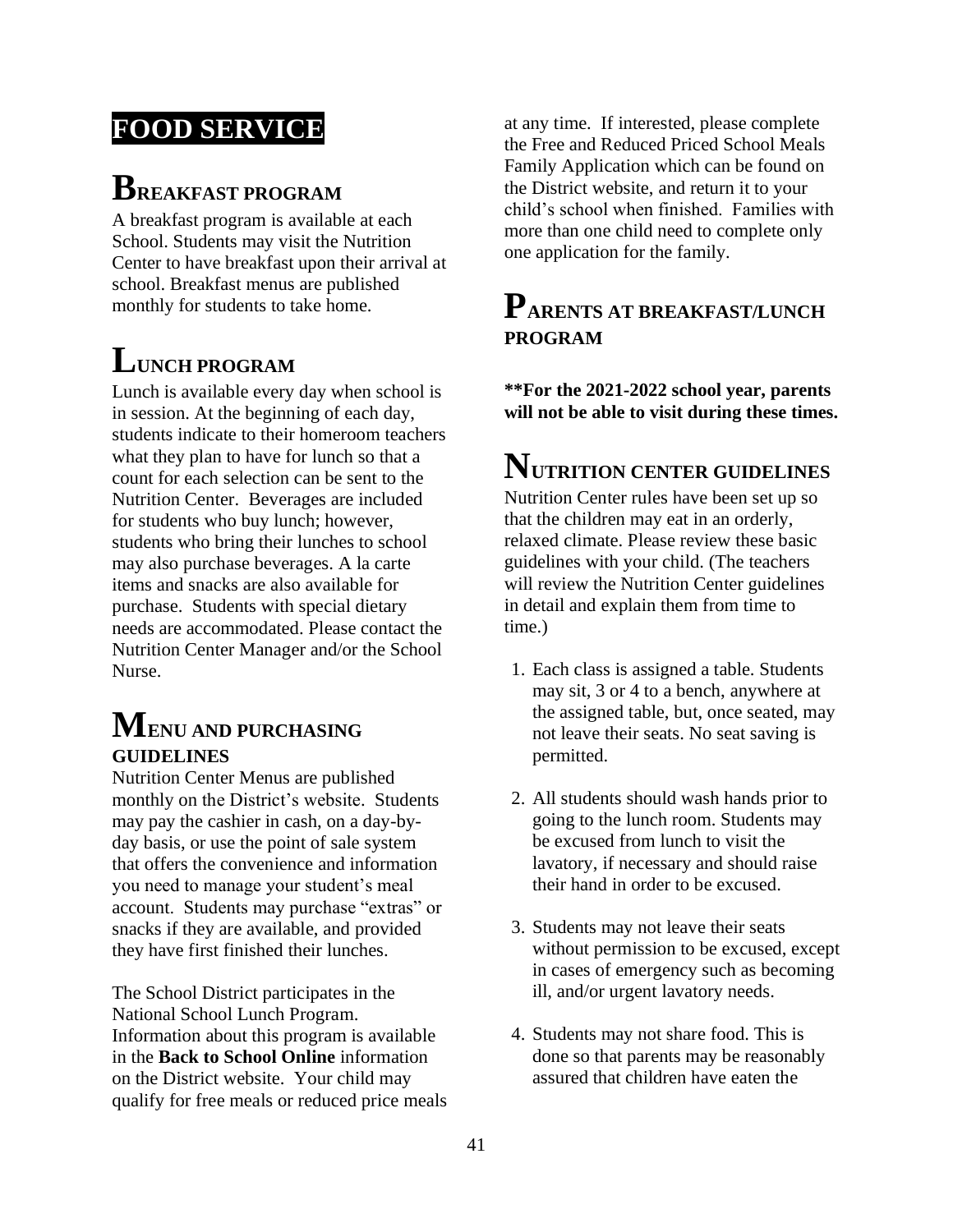# FOOD SERVICE

## BREAKFAST PROGRAM

A breakfast program is available at each School. Students may visit the Nutrition Center to have breakfast upon their arrival at school. Breakfast menus are published monthly for students to take home.

## LUNCH PROGRAM

Lunch is available every day when school is in session. At the beginning of each day, students indicate to their homeroom teachers what they plan to have for lunch so that a count for each selection can be sent to the Nutrition Center. Beverages are included for students who buy lunch; however, students who bring their lunches to school may also purchase beverages. A la carte items and snacks are also available for purchase. Students with special dietary needs are accommodated. Please contact the Nutrition Center Manager and/or the School Nurse.

## MENU AND PURCHASING GUIDELINES

Nutrition Center Menus are published monthly on the District's website. Students may pay the cashier in cash, on a day-by-day basis, or use the point of sale system that offers the convenience and information you need to manage your student's meal account. Students may purchase "extras" or snacks if they are available, and provided they have first finished their lunches.

The School District participates in the National School Lunch Program. Information about this program is available in the **Back to School Online** information on the District website. Your child may qualify for free meals or reduced price meals at any time. If interested, please complete the Free and Reduced Priced School Meals Family Application which can be found on the District website, and return it to your child's school when finished. Families with more than one child need to complete only one application for the family.

## PARENTS AT BREAKFAST/LUNCH PROGRAM

**\*\*For the 2021-2022 school year, parents will not be able to visit during these times.**

## NUTRITION CENTER GUIDELINES

Nutrition Center rules have been set up so that the children may eat in an orderly, relaxed climate. Please review these basic guidelines with your child. (The teachers will review the Nutrition Center guidelines in detail and explain them from time to time.)

1. Each class is assigned a table. Students may sit, 3 or 4 to a bench, anywhere at the assigned table, but, once seated, may not leave their seats. No seat saving is permitted.

2. All students should wash hands prior to going to the lunch room. Students may be excused from lunch to visit the lavatory, if necessary and should raise their hand in order to be excused.

3. Students may not leave their seats without permission to be excused, except in cases of emergency such as becoming ill, and/or urgent lavatory needs.

4. Students may not share food. This is done so that parents may be reasonably assured that children have eaten the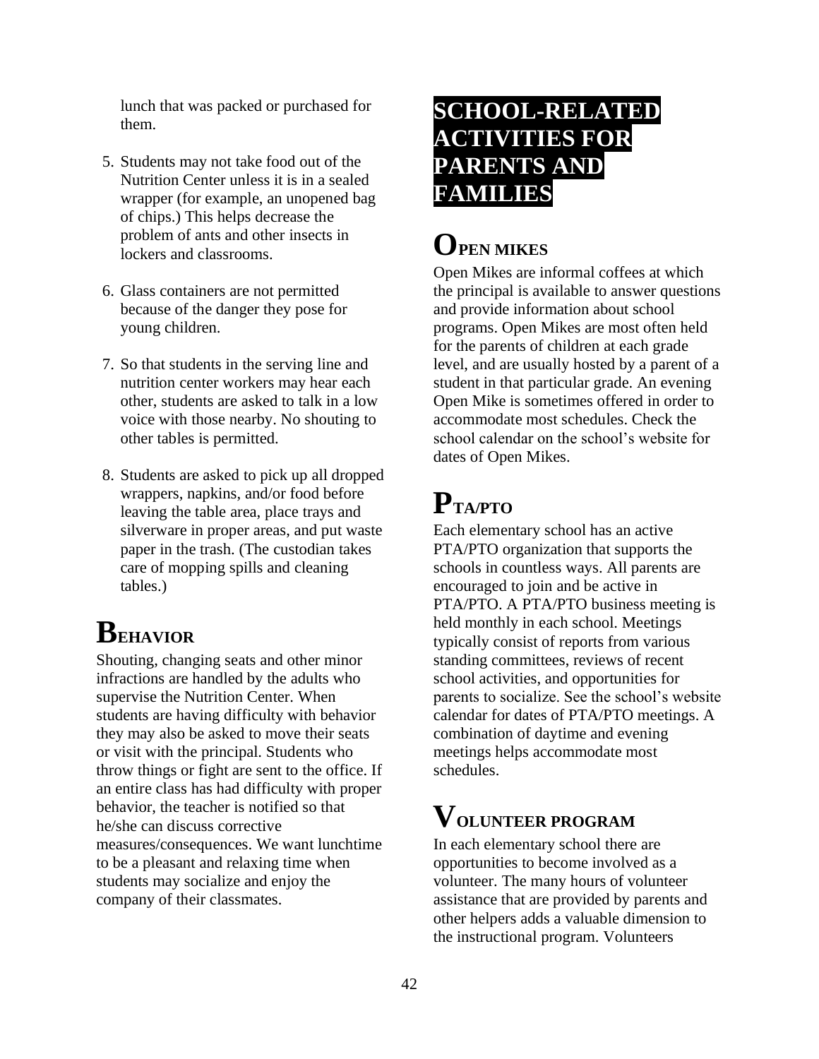lunch that was packed or purchased for them.

5. Students may not take food out of the Nutrition Center unless it is in a sealed wrapper (for example, an unopened bag of chips.) This helps decrease the problem of ants and other insects in lockers and classrooms.

6. Glass containers are not permitted because of the danger they pose for young children.

7. So that students in the serving line and nutrition center workers may hear each other, students are asked to talk in a low voice with those nearby. No shouting to other tables is permitted.

8. Students are asked to pick up all dropped wrappers, napkins, and/or food before leaving the table area, place trays and silverware in proper areas, and put waste paper in the trash. (The custodian takes care of mopping spills and cleaning tables.)

## BEHAVIOR

Shouting, changing seats and other minor infractions are handled by the adults who supervise the Nutrition Center. When students are having difficulty with behavior they may also be asked to move their seats or visit with the principal. Students who throw things or fight are sent to the office. If an entire class has had difficulty with proper behavior, the teacher is notified so that he/she can discuss corrective measures/consequences. We want lunchtime to be a pleasant and relaxing time when students may socialize and enjoy the company of their classmates.

# SCHOOL-RELATED ACTIVITIES FOR PARENTS AND FAMILIES

## OPEN MIKES

Open Mikes are informal coffees at which the principal is available to answer questions and provide information about school programs. Open Mikes are most often held for the parents of children at each grade level, and are usually hosted by a parent of a student in that particular grade. An evening Open Mike is sometimes offered in order to accommodate most schedules. Check the school calendar on the school's website for dates of Open Mikes.

## PTA/PTO

Each elementary school has an active PTA/PTO organization that supports the schools in countless ways. All parents are encouraged to join and be active in PTA/PTO. A PTA/PTO business meeting is held monthly in each school. Meetings typically consist of reports from various standing committees, reviews of recent school activities, and opportunities for parents to socialize. See the school's website calendar for dates of PTA/PTO meetings. A combination of daytime and evening meetings helps accommodate most schedules.

## VOLUNTEER PROGRAM

In each elementary school there are opportunities to become involved as a volunteer. The many hours of volunteer assistance that are provided by parents and other helpers adds a valuable dimension to the instructional program. Volunteers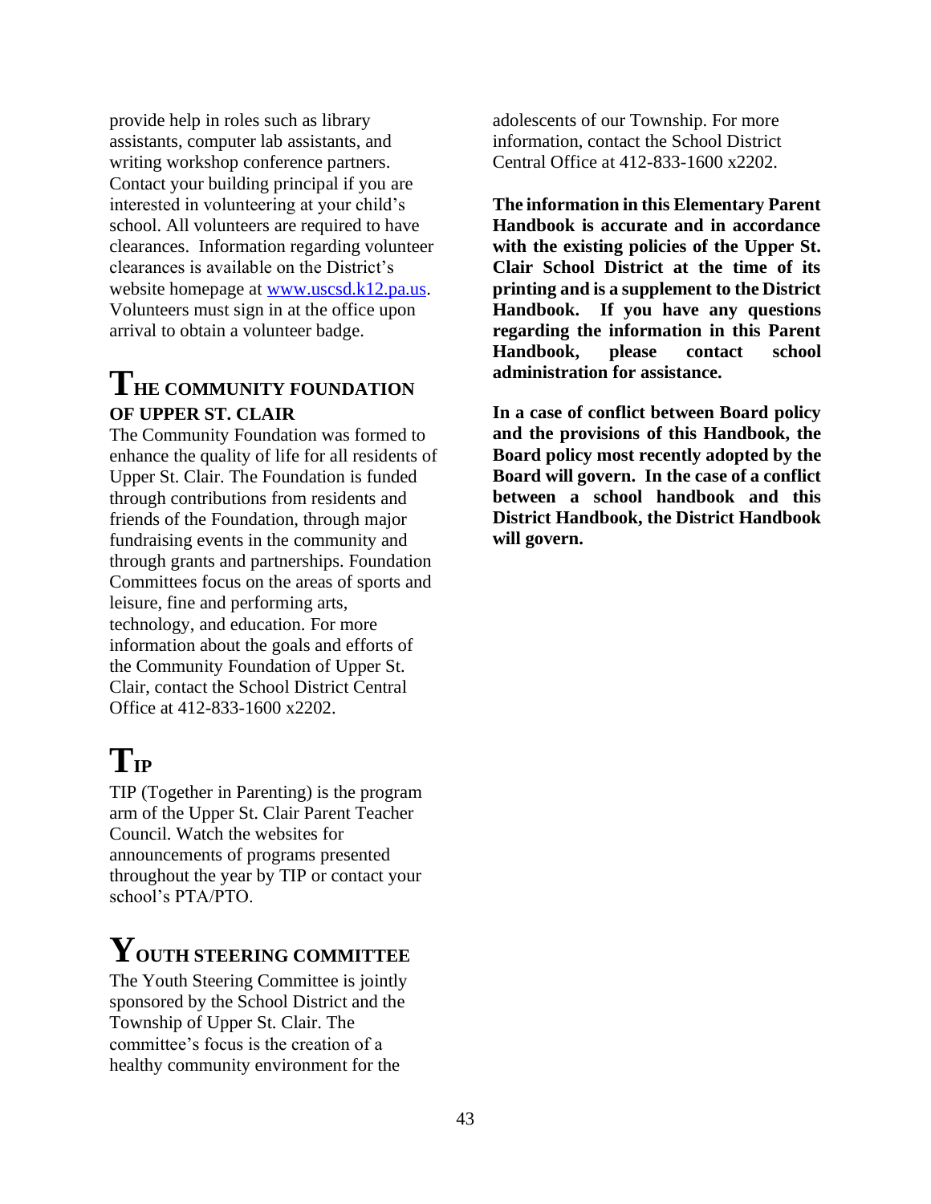provide help in roles such as library assistants, computer lab assistants, and writing workshop conference partners. Contact your building principal if you are interested in volunteering at your child's school. All volunteers are required to have clearances. Information regarding volunteer clearances is available on the District's website homepage at [www.uscsd.k12.pa.us](http://www.uscsd.k12.pa.us). Volunteers must sign in at the office upon arrival to obtain a volunteer badge.

## THE COMMUNITY FOUNDATION OF UPPER ST. CLAIR

The Community Foundation was formed to enhance the quality of life for all residents of Upper St. Clair. The Foundation is funded through contributions from residents and friends of the Foundation, through major fundraising events in the community and through grants and partnerships. Foundation Committees focus on the areas of sports and leisure, fine and performing arts, technology, and education. For more information about the goals and efforts of the Community Foundation of Upper St. Clair, contact the School District Central Office at 412-833-1600 x2202.

## TIP

TIP (Together in Parenting) is the program arm of the Upper St. Clair Parent Teacher Council. Watch the websites for announcements of programs presented throughout the year by TIP or contact your school's PTA/PTO.

## YOUTH STEERING COMMITTEE

The Youth Steering Committee is jointly sponsored by the School District and the Township of Upper St. Clair. The committee's focus is the creation of a healthy community environment for the adolescents of our Township. For more information, contact the School District Central Office at 412-833-1600 x2202.

**The information in this Elementary Parent Handbook is accurate and in accordance with the existing policies of the Upper St. Clair School District at the time of its printing and is a supplement to the District Handbook. If you have any questions regarding the information in this Parent Handbook, please contact school administration for assistance.**

**In a case of conflict between Board policy and the provisions of this Handbook, the Board policy most recently adopted by the Board will govern. In the case of a conflict between a school handbook and this District Handbook, the District Handbook will govern.**